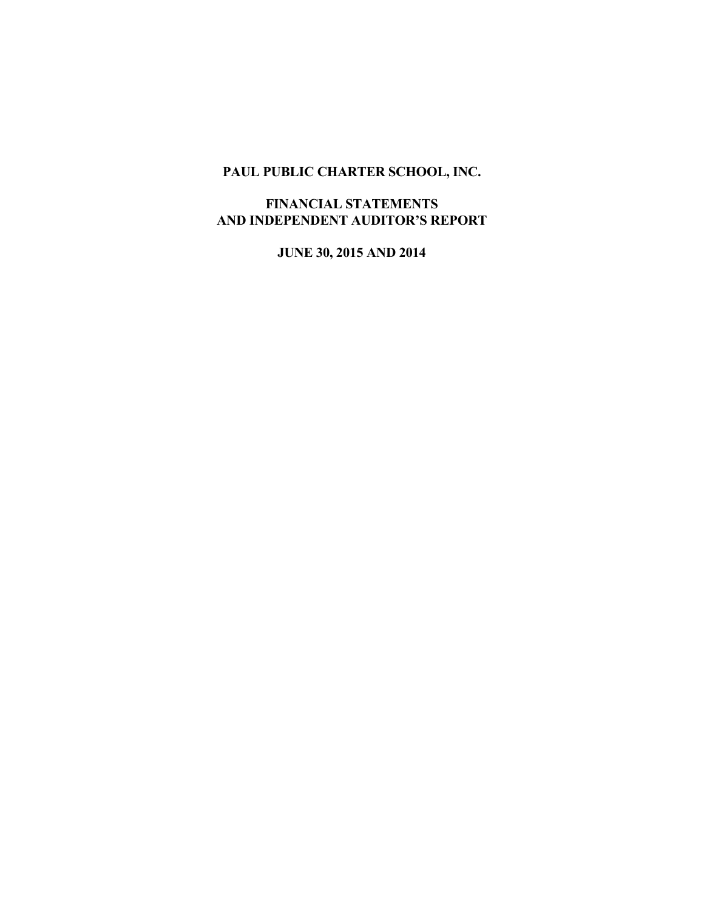# PAUL PUBLIC CHARTER SCHOOL, INC.

## FINANCIAL STATEMENTS
## AND INDEPENDENT AUDITOR'S REPORT

### JUNE 30, 2015 AND 2014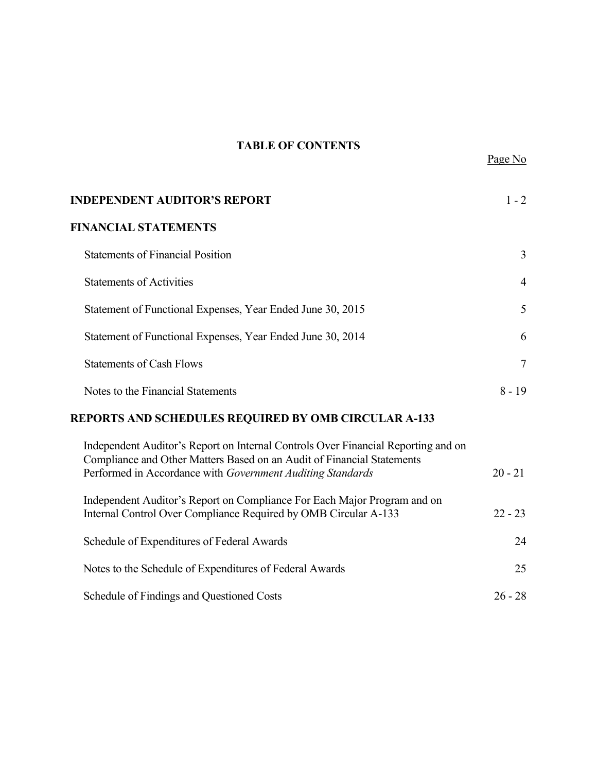# TABLE OF CONTENTS

| | Page No |
|---|---|
| **INDEPENDENT AUDITOR'S REPORT** | 1 - 2 |
| **FINANCIAL STATEMENTS** | |
| Statements of Financial Position | 3 |
| Statements of Activities | 4 |
| Statement of Functional Expenses, Year Ended June 30, 2015 | 5 |
| Statement of Functional Expenses, Year Ended June 30, 2014 | 6 |
| Statements of Cash Flows | 7 |
| Notes to the Financial Statements | 8 - 19 |
| **REPORTS AND SCHEDULES REQUIRED BY OMB CIRCULAR A-133** | |
| Independent Auditor's Report on Internal Controls Over Financial Reporting and on Compliance and Other Matters Based on an Audit of Financial Statements Performed in Accordance with *Government Auditing Standards* | 20 - 21 |
| Independent Auditor's Report on Compliance For Each Major Program and on Internal Control Over Compliance Required by OMB Circular A-133 | 22 - 23 |
| Schedule of Expenditures of Federal Awards | 24 |
| Notes to the Schedule of Expenditures of Federal Awards | 25 |
| Schedule of Findings and Questioned Costs | 26 - 28 |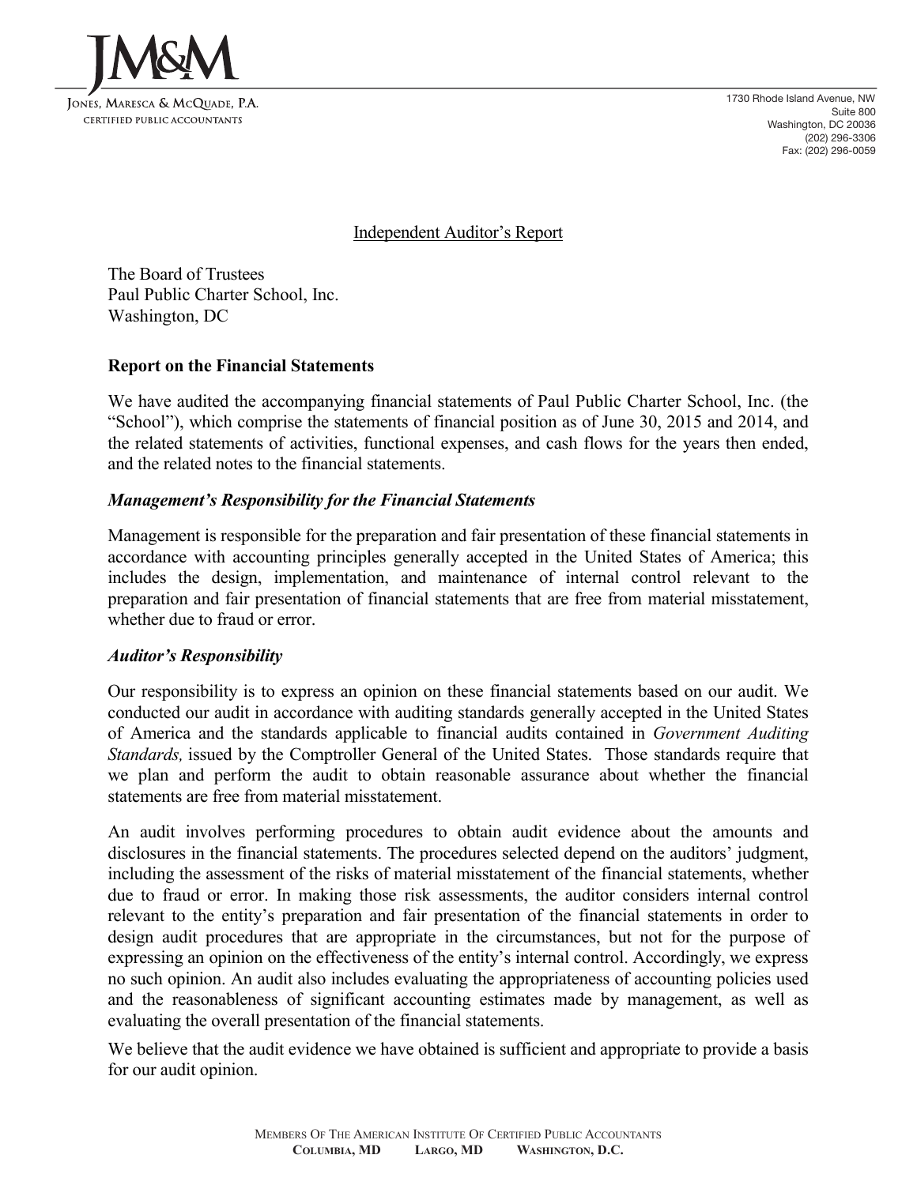JM&M

Jones, Maresca & McQuade, P.A.
Certified Public Accountants

1730 Rhode Island Avenue, NW
Suite 800
Washington, DC 20036
(202) 296-3306
Fax: (202) 296-0059

Independent Auditor's Report

The Board of Trustees
Paul Public Charter School, Inc.
Washington, DC

**Report on the Financial Statements**

We have audited the accompanying financial statements of Paul Public Charter School, Inc. (the "School"), which comprise the statements of financial position as of June 30, 2015 and 2014, and the related statements of activities, functional expenses, and cash flows for the years then ended, and the related notes to the financial statements.

***Management's Responsibility for the Financial Statements***

Management is responsible for the preparation and fair presentation of these financial statements in accordance with accounting principles generally accepted in the United States of America; this includes the design, implementation, and maintenance of internal control relevant to the preparation and fair presentation of financial statements that are free from material misstatement, whether due to fraud or error.

***Auditor's Responsibility***

Our responsibility is to express an opinion on these financial statements based on our audit. We conducted our audit in accordance with auditing standards generally accepted in the United States of America and the standards applicable to financial audits contained in *Government Auditing Standards,* issued by the Comptroller General of the United States. Those standards require that we plan and perform the audit to obtain reasonable assurance about whether the financial statements are free from material misstatement.

An audit involves performing procedures to obtain audit evidence about the amounts and disclosures in the financial statements. The procedures selected depend on the auditors' judgment, including the assessment of the risks of material misstatement of the financial statements, whether due to fraud or error. In making those risk assessments, the auditor considers internal control relevant to the entity's preparation and fair presentation of the financial statements in order to design audit procedures that are appropriate in the circumstances, but not for the purpose of expressing an opinion on the effectiveness of the entity's internal control. Accordingly, we express no such opinion. An audit also includes evaluating the appropriateness of accounting policies used and the reasonableness of significant accounting estimates made by management, as well as evaluating the overall presentation of the financial statements.

We believe that the audit evidence we have obtained is sufficient and appropriate to provide a basis for our audit opinion.

Members Of The American Institute Of Certified Public Accountants
**Columbia, MD Largo, MD Washington, D.C.**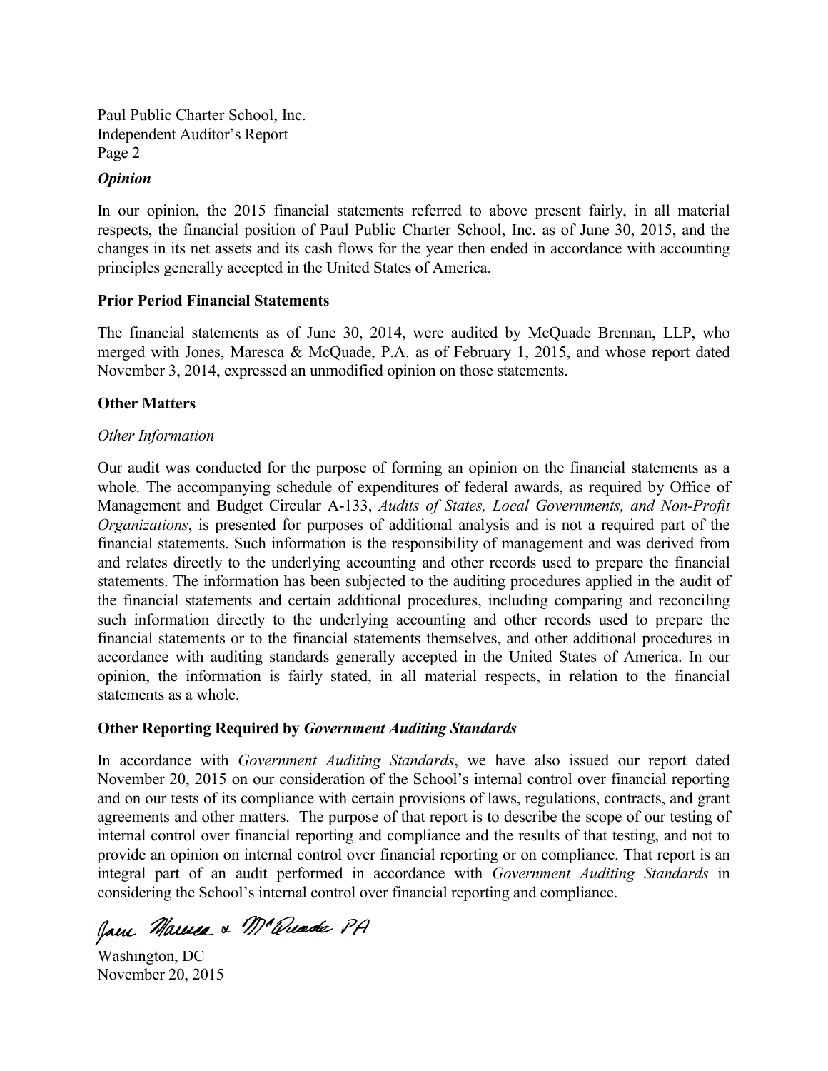### *Opinion*

In our opinion, the 2015 financial statements referred to above present fairly, in all material respects, the financial position of Paul Public Charter School, Inc. as of June 30, 2015, and the changes in its net assets and its cash flows for the year then ended in accordance with accounting principles generally accepted in the United States of America.

### Prior Period Financial Statements

The financial statements as of June 30, 2014, were audited by McQuade Brennan, LLP, who merged with Jones, Maresca & McQuade, P.A. as of February 1, 2015, and whose report dated November 3, 2014, expressed an unmodified opinion on those statements.

### Other Matters

*Other Information*

Our audit was conducted for the purpose of forming an opinion on the financial statements as a whole. The accompanying schedule of expenditures of federal awards, as required by Office of Management and Budget Circular A-133, *Audits of States, Local Governments, and Non-Profit Organizations*, is presented for purposes of additional analysis and is not a required part of the financial statements. Such information is the responsibility of management and was derived from and relates directly to the underlying accounting and other records used to prepare the financial statements. The information has been subjected to the auditing procedures applied in the audit of the financial statements and certain additional procedures, including comparing and reconciling such information directly to the underlying accounting and other records used to prepare the financial statements or to the financial statements themselves, and other additional procedures in accordance with auditing standards generally accepted in the United States of America. In our opinion, the information is fairly stated, in all material respects, in relation to the financial statements as a whole.

### Other Reporting Required by *Government Auditing Standards*

In accordance with *Government Auditing Standards*, we have also issued our report dated November 20, 2015 on our consideration of the School's internal control over financial reporting and on our tests of its compliance with certain provisions of laws, regulations, contracts, and grant agreements and other matters. The purpose of that report is to describe the scope of our testing of internal control over financial reporting and compliance and the results of that testing, and not to provide an opinion on internal control over financial reporting or on compliance. That report is an integral part of an audit performed in accordance with *Government Auditing Standards* in considering the School's internal control over financial reporting and compliance.

Jones Maresca & McQuade PA

Washington, DC
November 20, 2015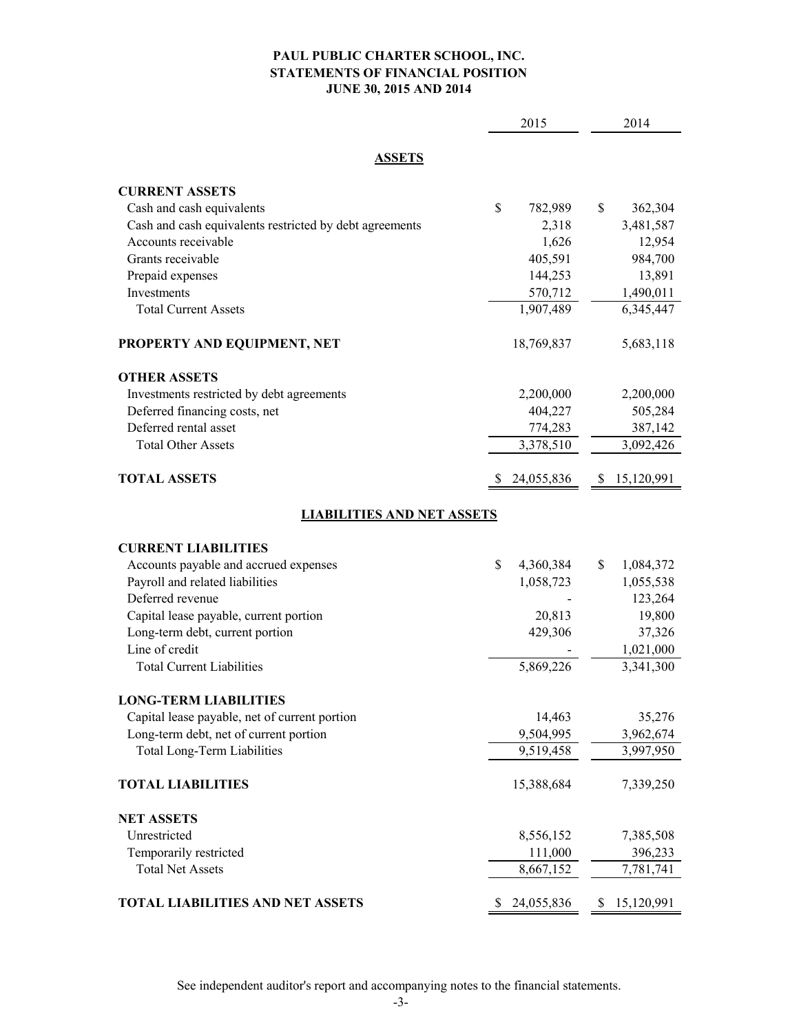# PAUL PUBLIC CHARTER SCHOOL, INC.
## STATEMENTS OF FINANCIAL POSITION
### JUNE 30, 2015 AND 2014

| | 2015 | 2014 |
|---|---|---|
| **ASSETS** | | |
| **CURRENT ASSETS** | | |
| Cash and cash equivalents | $ 782,989 | $ 362,304 |
| Cash and cash equivalents restricted by debt agreements | 2,318 | 3,481,587 |
| Accounts receivable | 1,626 | 12,954 |
| Grants receivable | 405,591 | 984,700 |
| Prepaid expenses | 144,253 | 13,891 |
| Investments | 570,712 | 1,490,011 |
| Total Current Assets | 1,907,489 | 6,345,447 |
| **PROPERTY AND EQUIPMENT, NET** | 18,769,837 | 5,683,118 |
| **OTHER ASSETS** | | |
| Investments restricted by debt agreements | 2,200,000 | 2,200,000 |
| Deferred financing costs, net | 404,227 | 505,284 |
| Deferred rental asset | 774,283 | 387,142 |
| Total Other Assets | 3,378,510 | 3,092,426 |
| **TOTAL ASSETS** | $ 24,055,836 | $ 15,120,991 |
| **LIABILITIES AND NET ASSETS** | | |
| **CURRENT LIABILITIES** | | |
| Accounts payable and accrued expenses | $ 4,360,384 | $ 1,084,372 |
| Payroll and related liabilities | 1,058,723 | 1,055,538 |
| Deferred revenue | - | 123,264 |
| Capital lease payable, current portion | 20,813 | 19,800 |
| Long-term debt, current portion | 429,306 | 37,326 |
| Line of credit | - | 1,021,000 |
| Total Current Liabilities | 5,869,226 | 3,341,300 |
| **LONG-TERM LIABILITIES** | | |
| Capital lease payable, net of current portion | 14,463 | 35,276 |
| Long-term debt, net of current portion | 9,504,995 | 3,962,674 |
| Total Long-Term Liabilities | 9,519,458 | 3,997,950 |
| **TOTAL LIABILITIES** | 15,388,684 | 7,339,250 |
| **NET ASSETS** | | |
| Unrestricted | 8,556,152 | 7,385,508 |
| Temporarily restricted | 111,000 | 396,233 |
| Total Net Assets | 8,667,152 | 7,781,741 |
| **TOTAL LIABILITIES AND NET ASSETS** | $ 24,055,836 | $ 15,120,991 |

See independent auditor's report and accompanying notes to the financial statements.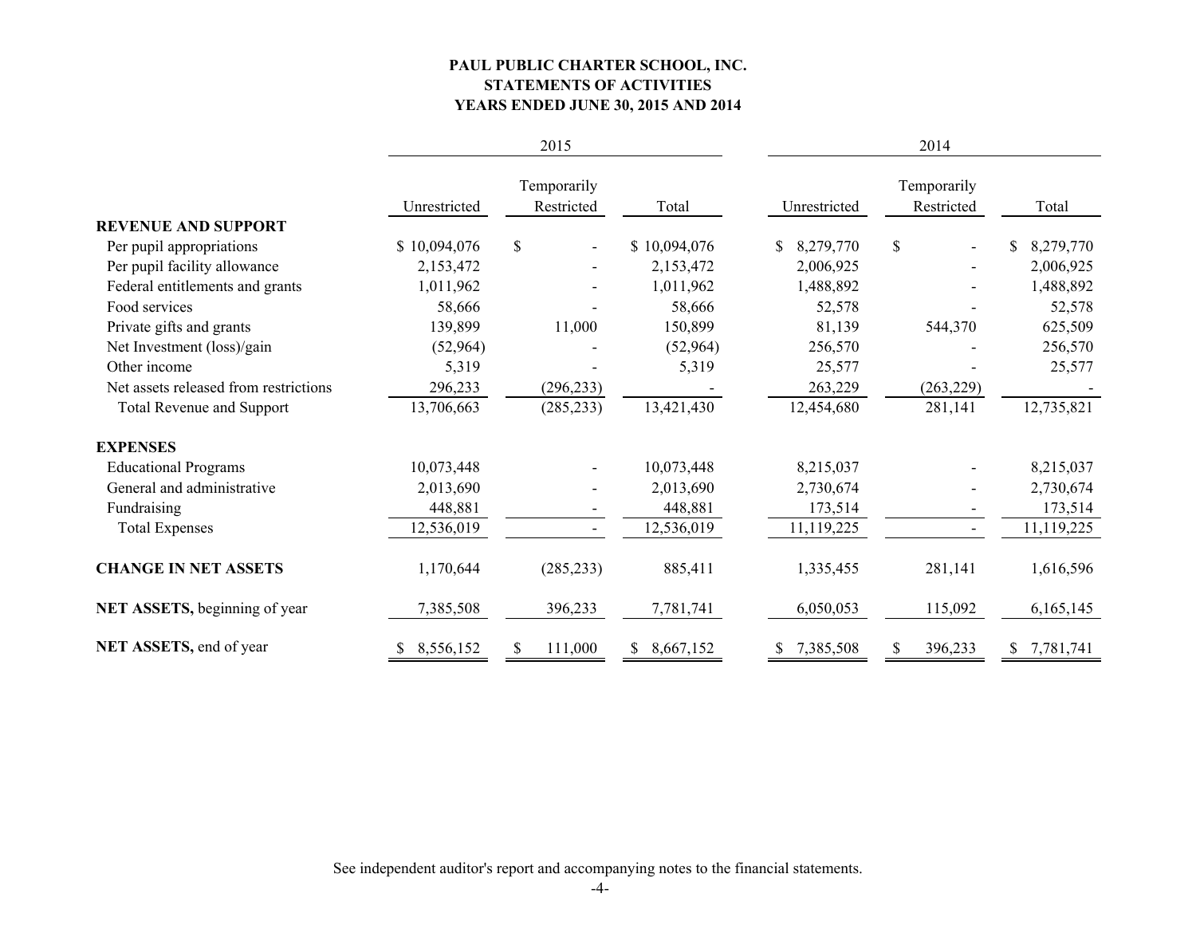# PAUL PUBLIC CHARTER SCHOOL, INC.
## STATEMENTS OF ACTIVITIES
### YEARS ENDED JUNE 30, 2015 AND 2014

| | 2015 | | | 2014 | | |
|---|---|---|---|---|---|---|
| | Unrestricted | Temporarily Restricted | Total | Unrestricted | Temporarily Restricted | Total |
| **REVENUE AND SUPPORT** | | | | | | |
| Per pupil appropriations | $ 10,094,076 | $ - | $ 10,094,076 | $ 8,279,770 | $ - | $ 8,279,770 |
| Per pupil facility allowance | 2,153,472 | - | 2,153,472 | 2,006,925 | - | 2,006,925 |
| Federal entitlements and grants | 1,011,962 | - | 1,011,962 | 1,488,892 | - | 1,488,892 |
| Food services | 58,666 | - | 58,666 | 52,578 | - | 52,578 |
| Private gifts and grants | 139,899 | 11,000 | 150,899 | 81,139 | 544,370 | 625,509 |
| Net Investment (loss)/gain | (52,964) | - | (52,964) | 256,570 | - | 256,570 |
| Other income | 5,319 | - | 5,319 | 25,577 | - | 25,577 |
| Net assets released from restrictions | 296,233 | (296,233) | - | 263,229 | (263,229) | - |
| Total Revenue and Support | 13,706,663 | (285,233) | 13,421,430 | 12,454,680 | 281,141 | 12,735,821 |
| **EXPENSES** | | | | | | |
| Educational Programs | 10,073,448 | - | 10,073,448 | 8,215,037 | - | 8,215,037 |
| General and administrative | 2,013,690 | - | 2,013,690 | 2,730,674 | - | 2,730,674 |
| Fundraising | 448,881 | - | 448,881 | 173,514 | - | 173,514 |
| Total Expenses | 12,536,019 | - | 12,536,019 | 11,119,225 | - | 11,119,225 |
| **CHANGE IN NET ASSETS** | 1,170,644 | (285,233) | 885,411 | 1,335,455 | 281,141 | 1,616,596 |
| **NET ASSETS,** beginning of year | 7,385,508 | 396,233 | 7,781,741 | 6,050,053 | 115,092 | 6,165,145 |
| **NET ASSETS,** end of year | $ 8,556,152 | $ 111,000 | $ 8,667,152 | $ 7,385,508 | $ 396,233 | $ 7,781,741 |

See independent auditor's report and accompanying notes to the financial statements.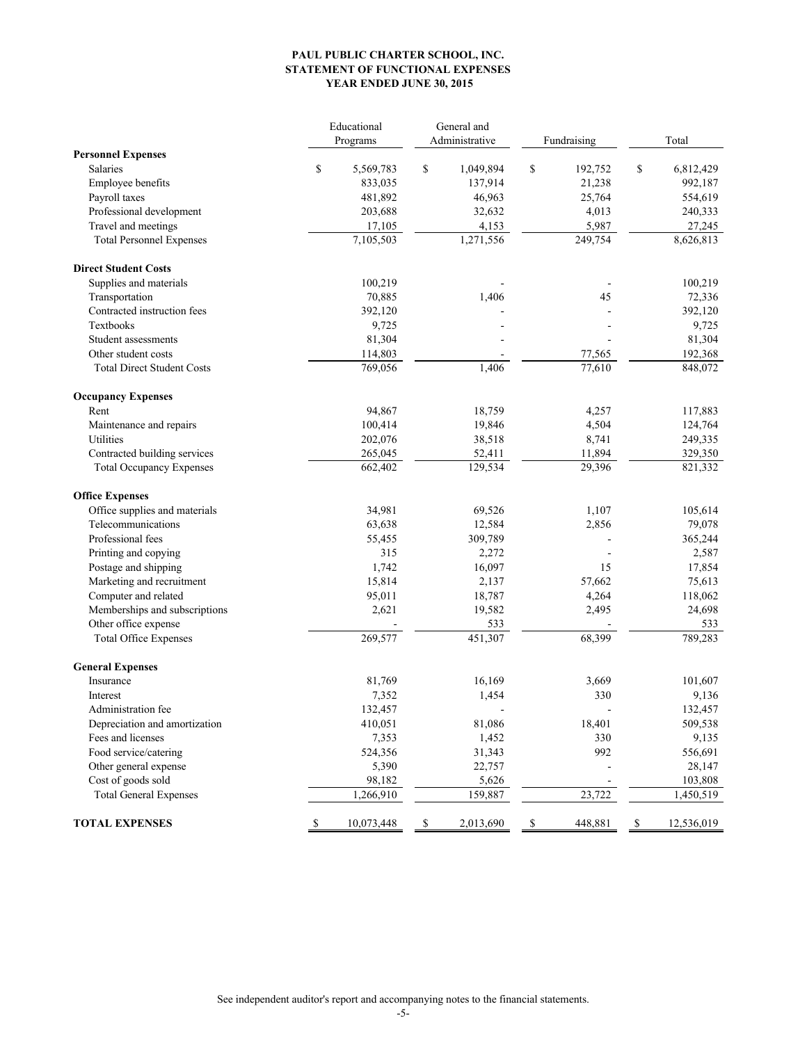**PAUL PUBLIC CHARTER SCHOOL, INC.**
**STATEMENT OF FUNCTIONAL EXPENSES**
**YEAR ENDED JUNE 30, 2015**

| | Educational Programs | General and Administrative | Fundraising | Total |
|---|---|---|---|---|
| **Personnel Expenses** | | | | |
| Salaries | $ 5,569,783 | $ 1,049,894 | $ 192,752 | $ 6,812,429 |
| Employee benefits | 833,035 | 137,914 | 21,238 | 992,187 |
| Payroll taxes | 481,892 | 46,963 | 25,764 | 554,619 |
| Professional development | 203,688 | 32,632 | 4,013 | 240,333 |
| Travel and meetings | 17,105 | 4,153 | 5,987 | 27,245 |
| Total Personnel Expenses | 7,105,503 | 1,271,556 | 249,754 | 8,626,813 |
| **Direct Student Costs** | | | | |
| Supplies and materials | 100,219 | - | - | 100,219 |
| Transportation | 70,885 | 1,406 | 45 | 72,336 |
| Contracted instruction fees | 392,120 | - | - | 392,120 |
| Textbooks | 9,725 | - | - | 9,725 |
| Student assessments | 81,304 | - | - | 81,304 |
| Other student costs | 114,803 | - | 77,565 | 192,368 |
| Total Direct Student Costs | 769,056 | 1,406 | 77,610 | 848,072 |
| **Occupancy Expenses** | | | | |
| Rent | 94,867 | 18,759 | 4,257 | 117,883 |
| Maintenance and repairs | 100,414 | 19,846 | 4,504 | 124,764 |
| Utilities | 202,076 | 38,518 | 8,741 | 249,335 |
| Contracted building services | 265,045 | 52,411 | 11,894 | 329,350 |
| Total Occupancy Expenses | 662,402 | 129,534 | 29,396 | 821,332 |
| **Office Expenses** | | | | |
| Office supplies and materials | 34,981 | 69,526 | 1,107 | 105,614 |
| Telecommunications | 63,638 | 12,584 | 2,856 | 79,078 |
| Professional fees | 55,455 | 309,789 | - | 365,244 |
| Printing and copying | 315 | 2,272 | - | 2,587 |
| Postage and shipping | 1,742 | 16,097 | 15 | 17,854 |
| Marketing and recruitment | 15,814 | 2,137 | 57,662 | 75,613 |
| Computer and related | 95,011 | 18,787 | 4,264 | 118,062 |
| Memberships and subscriptions | 2,621 | 19,582 | 2,495 | 24,698 |
| Other office expense | - | 533 | - | 533 |
| Total Office Expenses | 269,577 | 451,307 | 68,399 | 789,283 |
| **General Expenses** | | | | |
| Insurance | 81,769 | 16,169 | 3,669 | 101,607 |
| Interest | 7,352 | 1,454 | 330 | 9,136 |
| Administration fee | 132,457 | - | - | 132,457 |
| Depreciation and amortization | 410,051 | 81,086 | 18,401 | 509,538 |
| Fees and licenses | 7,353 | 1,452 | 330 | 9,135 |
| Food service/catering | 524,356 | 31,343 | 992 | 556,691 |
| Other general expense | 5,390 | 22,757 | - | 28,147 |
| Cost of goods sold | 98,182 | 5,626 | - | 103,808 |
| Total General Expenses | 1,266,910 | 159,887 | 23,722 | 1,450,519 |
| **TOTAL EXPENSES** | $ 10,073,448 | $ 2,013,690 | $ 448,881 | $ 12,536,019 |

See independent auditor's report and accompanying notes to the financial statements.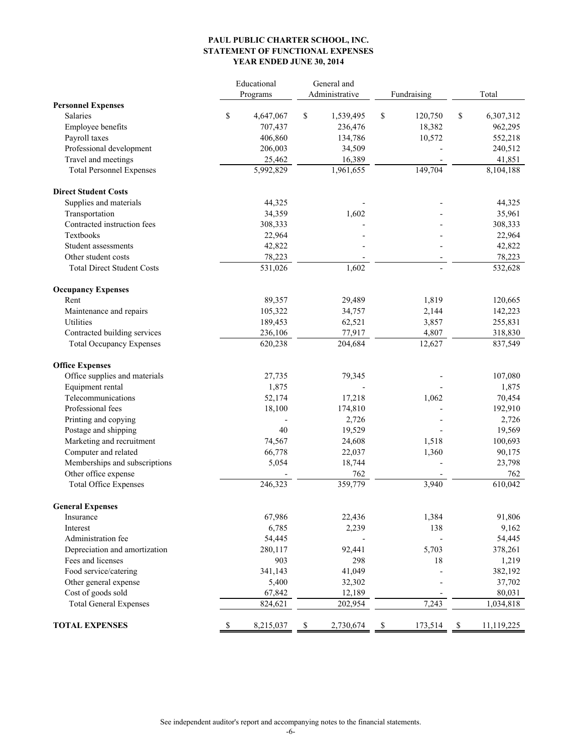**PAUL PUBLIC CHARTER SCHOOL, INC.**
**STATEMENT OF FUNCTIONAL EXPENSES**
**YEAR ENDED JUNE 30, 2014**

| | Educational Programs | General and Administrative | Fundraising | Total |
|---|---|---|---|---|
| **Personnel Expenses** | | | | |
| Salaries | $ 4,647,067 | $ 1,539,495 | $ 120,750 | $ 6,307,312 |
| Employee benefits | 707,437 | 236,476 | 18,382 | 962,295 |
| Payroll taxes | 406,860 | 134,786 | 10,572 | 552,218 |
| Professional development | 206,003 | 34,509 | - | 240,512 |
| Travel and meetings | 25,462 | 16,389 | - | 41,851 |
| Total Personnel Expenses | 5,992,829 | 1,961,655 | 149,704 | 8,104,188 |
| **Direct Student Costs** | | | | |
| Supplies and materials | 44,325 | - | - | 44,325 |
| Transportation | 34,359 | 1,602 | - | 35,961 |
| Contracted instruction fees | 308,333 | - | - | 308,333 |
| Textbooks | 22,964 | - | - | 22,964 |
| Student assessments | 42,822 | - | - | 42,822 |
| Other student costs | 78,223 | - | - | 78,223 |
| Total Direct Student Costs | 531,026 | 1,602 | - | 532,628 |
| **Occupancy Expenses** | | | | |
| Rent | 89,357 | 29,489 | 1,819 | 120,665 |
| Maintenance and repairs | 105,322 | 34,757 | 2,144 | 142,223 |
| Utilities | 189,453 | 62,521 | 3,857 | 255,831 |
| Contracted building services | 236,106 | 77,917 | 4,807 | 318,830 |
| Total Occupancy Expenses | 620,238 | 204,684 | 12,627 | 837,549 |
| **Office Expenses** | | | | |
| Office supplies and materials | 27,735 | 79,345 | - | 107,080 |
| Equipment rental | 1,875 | - | - | 1,875 |
| Telecommunications | 52,174 | 17,218 | 1,062 | 70,454 |
| Professional fees | 18,100 | 174,810 | - | 192,910 |
| Printing and copying | - | 2,726 | - | 2,726 |
| Postage and shipping | 40 | 19,529 | - | 19,569 |
| Marketing and recruitment | 74,567 | 24,608 | 1,518 | 100,693 |
| Computer and related | 66,778 | 22,037 | 1,360 | 90,175 |
| Memberships and subscriptions | 5,054 | 18,744 | - | 23,798 |
| Other office expense | - | 762 | - | 762 |
| Total Office Expenses | 246,323 | 359,779 | 3,940 | 610,042 |
| **General Expenses** | | | | |
| Insurance | 67,986 | 22,436 | 1,384 | 91,806 |
| Interest | 6,785 | 2,239 | 138 | 9,162 |
| Administration fee | 54,445 | - | - | 54,445 |
| Depreciation and amortization | 280,117 | 92,441 | 5,703 | 378,261 |
| Fees and licenses | 903 | 298 | 18 | 1,219 |
| Food service/catering | 341,143 | 41,049 | - | 382,192 |
| Other general expense | 5,400 | 32,302 | - | 37,702 |
| Cost of goods sold | 67,842 | 12,189 | - | 80,031 |
| Total General Expenses | 824,621 | 202,954 | 7,243 | 1,034,818 |
| **TOTAL EXPENSES** | $ 8,215,037 | $ 2,730,674 | $ 173,514 | $ 11,119,225 |

See independent auditor's report and accompanying notes to the financial statements.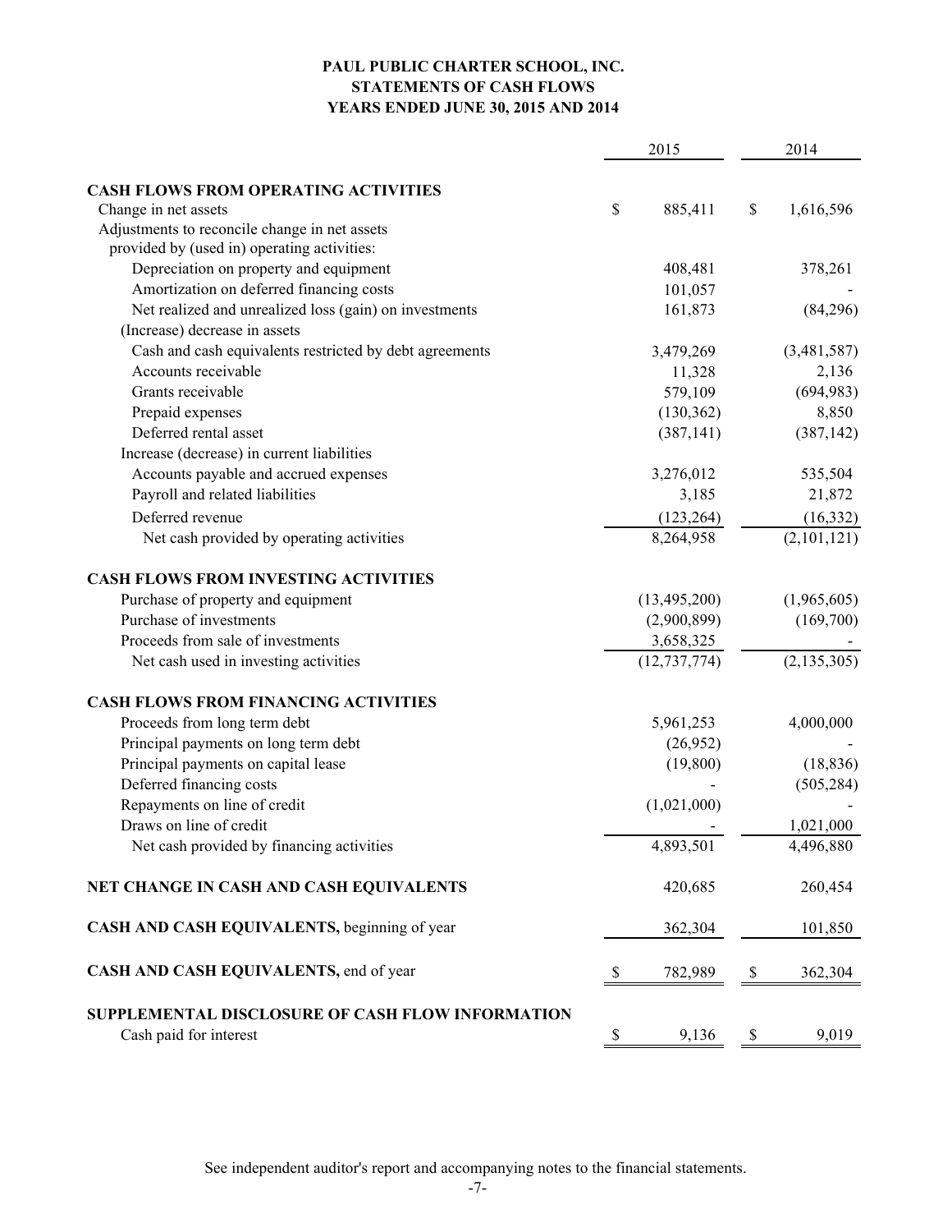# PAUL PUBLIC CHARTER SCHOOL, INC.
## STATEMENTS OF CASH FLOWS
## YEARS ENDED JUNE 30, 2015 AND 2014

| | 2015 | 2014 |
|---|---|---|
| **CASH FLOWS FROM OPERATING ACTIVITIES** | | |
| Change in net assets | $ 885,411 | $ 1,616,596 |
| Adjustments to reconcile change in net assets provided by (used in) operating activities: | | |
| Depreciation on property and equipment | 408,481 | 378,261 |
| Amortization on deferred financing costs | 101,057 | - |
| Net realized and unrealized loss (gain) on investments | 161,873 | (84,296) |
| (Increase) decrease in assets | | |
| Cash and cash equivalents restricted by debt agreements | 3,479,269 | (3,481,587) |
| Accounts receivable | 11,328 | 2,136 |
| Grants receivable | 579,109 | (694,983) |
| Prepaid expenses | (130,362) | 8,850 |
| Deferred rental asset | (387,141) | (387,142) |
| Increase (decrease) in current liabilities | | |
| Accounts payable and accrued expenses | 3,276,012 | 535,504 |
| Payroll and related liabilities | 3,185 | 21,872 |
| Deferred revenue | (123,264) | (16,332) |
| Net cash provided by operating activities | 8,264,958 | (2,101,121) |
| **CASH FLOWS FROM INVESTING ACTIVITIES** | | |
| Purchase of property and equipment | (13,495,200) | (1,965,605) |
| Purchase of investments | (2,900,899) | (169,700) |
| Proceeds from sale of investments | 3,658,325 | - |
| Net cash used in investing activities | (12,737,774) | (2,135,305) |
| **CASH FLOWS FROM FINANCING ACTIVITIES** | | |
| Proceeds from long term debt | 5,961,253 | 4,000,000 |
| Principal payments on long term debt | (26,952) | - |
| Principal payments on capital lease | (19,800) | (18,836) |
| Deferred financing costs | - | (505,284) |
| Repayments on line of credit | (1,021,000) | - |
| Draws on line of credit | - | 1,021,000 |
| Net cash provided by financing activities | 4,893,501 | 4,496,880 |
| **NET CHANGE IN CASH AND CASH EQUIVALENTS** | 420,685 | 260,454 |
| **CASH AND CASH EQUIVALENTS,** beginning of year | 362,304 | 101,850 |
| **CASH AND CASH EQUIVALENTS,** end of year | $ 782,989 | $ 362,304 |
| **SUPPLEMENTAL DISCLOSURE OF CASH FLOW INFORMATION** | | |
| Cash paid for interest | $ 9,136 | $ 9,019 |

See independent auditor's report and accompanying notes to the financial statements.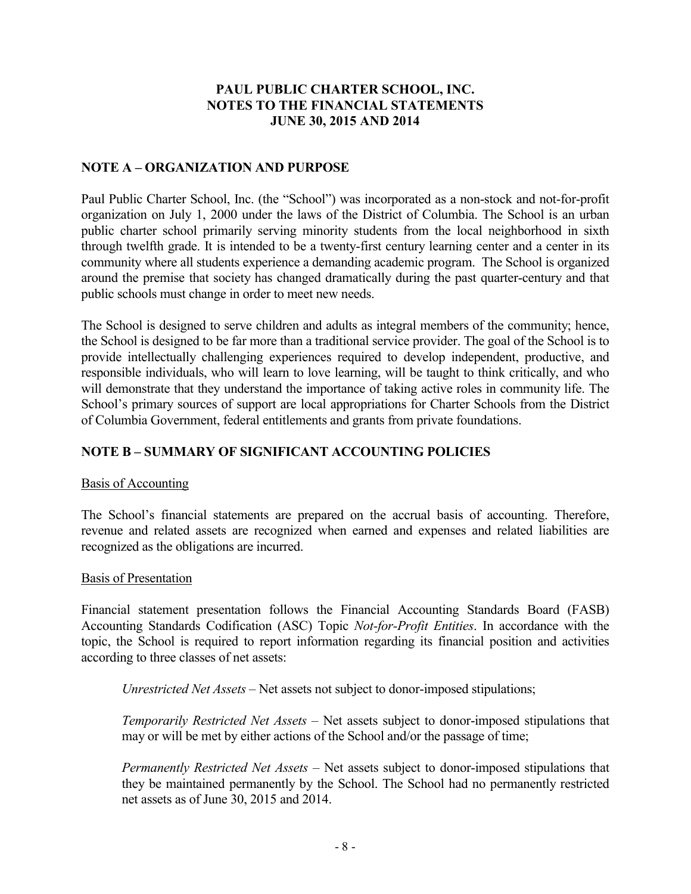# PAUL PUBLIC CHARTER SCHOOL, INC.
# NOTES TO THE FINANCIAL STATEMENTS
# JUNE 30, 2015 AND 2014

## NOTE A – ORGANIZATION AND PURPOSE

Paul Public Charter School, Inc. (the "School") was incorporated as a non-stock and not-for-profit organization on July 1, 2000 under the laws of the District of Columbia. The School is an urban public charter school primarily serving minority students from the local neighborhood in sixth through twelfth grade. It is intended to be a twenty-first century learning center and a center in its community where all students experience a demanding academic program. The School is organized around the premise that society has changed dramatically during the past quarter-century and that public schools must change in order to meet new needs.

The School is designed to serve children and adults as integral members of the community; hence, the School is designed to be far more than a traditional service provider. The goal of the School is to provide intellectually challenging experiences required to develop independent, productive, and responsible individuals, who will learn to love learning, will be taught to think critically, and who will demonstrate that they understand the importance of taking active roles in community life. The School's primary sources of support are local appropriations for Charter Schools from the District of Columbia Government, federal entitlements and grants from private foundations.

## NOTE B – SUMMARY OF SIGNIFICANT ACCOUNTING POLICIES

### Basis of Accounting

The School's financial statements are prepared on the accrual basis of accounting. Therefore, revenue and related assets are recognized when earned and expenses and related liabilities are recognized as the obligations are incurred.

### Basis of Presentation

Financial statement presentation follows the Financial Accounting Standards Board (FASB) Accounting Standards Codification (ASC) Topic *Not-for-Profit Entities*. In accordance with the topic, the School is required to report information regarding its financial position and activities according to three classes of net assets:

*Unrestricted Net Assets* – Net assets not subject to donor-imposed stipulations;

*Temporarily Restricted Net Assets* – Net assets subject to donor-imposed stipulations that may or will be met by either actions of the School and/or the passage of time;

*Permanently Restricted Net Assets* – Net assets subject to donor-imposed stipulations that they be maintained permanently by the School. The School had no permanently restricted net assets as of June 30, 2015 and 2014.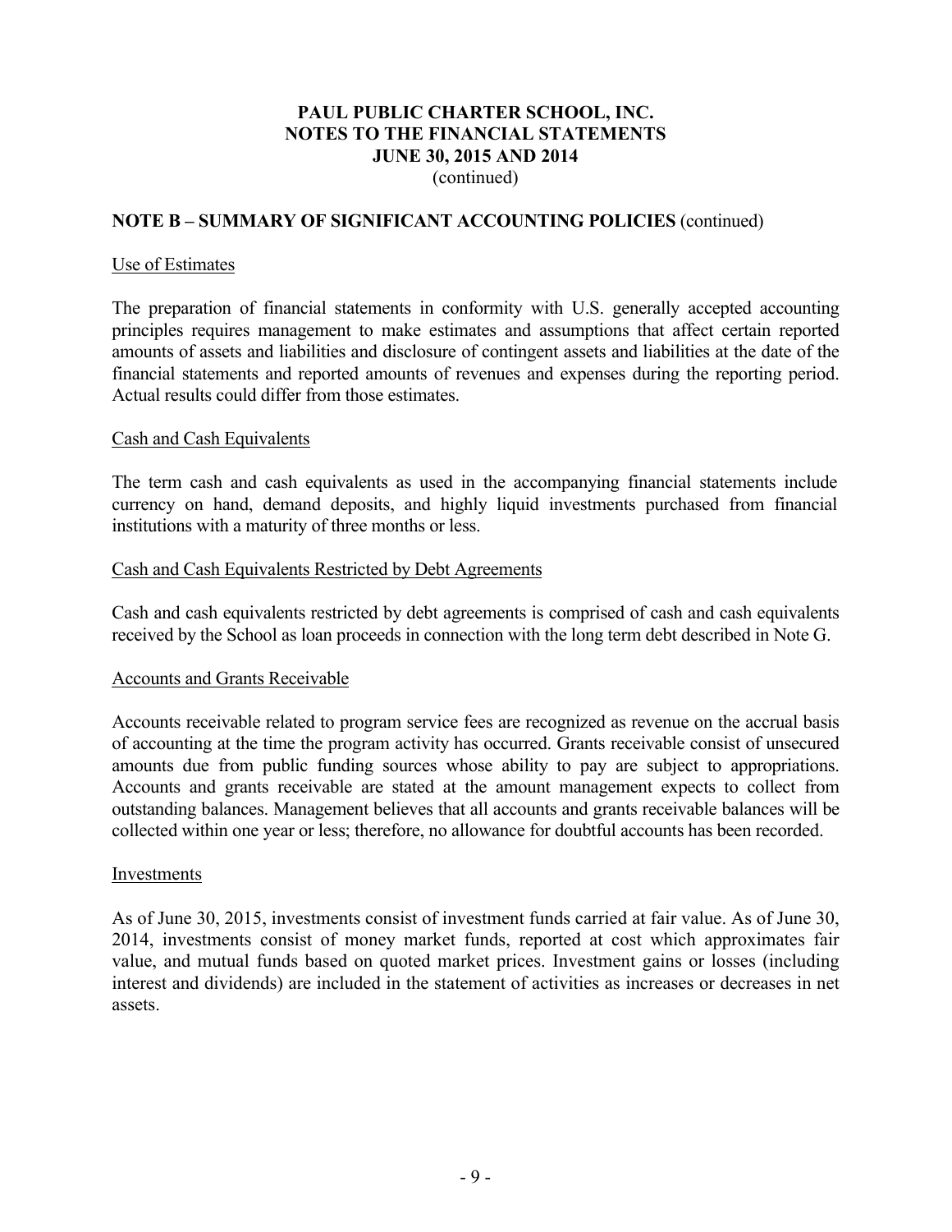# PAUL PUBLIC CHARTER SCHOOL, INC.
# NOTES TO THE FINANCIAL STATEMENTS
# JUNE 30, 2015 AND 2014
(continued)

## NOTE B – SUMMARY OF SIGNIFICANT ACCOUNTING POLICIES (continued)

Use of Estimates

The preparation of financial statements in conformity with U.S. generally accepted accounting principles requires management to make estimates and assumptions that affect certain reported amounts of assets and liabilities and disclosure of contingent assets and liabilities at the date of the financial statements and reported amounts of revenues and expenses during the reporting period. Actual results could differ from those estimates.

Cash and Cash Equivalents

The term cash and cash equivalents as used in the accompanying financial statements include currency on hand, demand deposits, and highly liquid investments purchased from financial institutions with a maturity of three months or less.

Cash and Cash Equivalents Restricted by Debt Agreements

Cash and cash equivalents restricted by debt agreements is comprised of cash and cash equivalents received by the School as loan proceeds in connection with the long term debt described in Note G.

Accounts and Grants Receivable

Accounts receivable related to program service fees are recognized as revenue on the accrual basis of accounting at the time the program activity has occurred. Grants receivable consist of unsecured amounts due from public funding sources whose ability to pay are subject to appropriations. Accounts and grants receivable are stated at the amount management expects to collect from outstanding balances. Management believes that all accounts and grants receivable balances will be collected within one year or less; therefore, no allowance for doubtful accounts has been recorded.

Investments

As of June 30, 2015, investments consist of investment funds carried at fair value. As of June 30, 2014, investments consist of money market funds, reported at cost which approximates fair value, and mutual funds based on quoted market prices. Investment gains or losses (including interest and dividends) are included in the statement of activities as increases or decreases in net assets.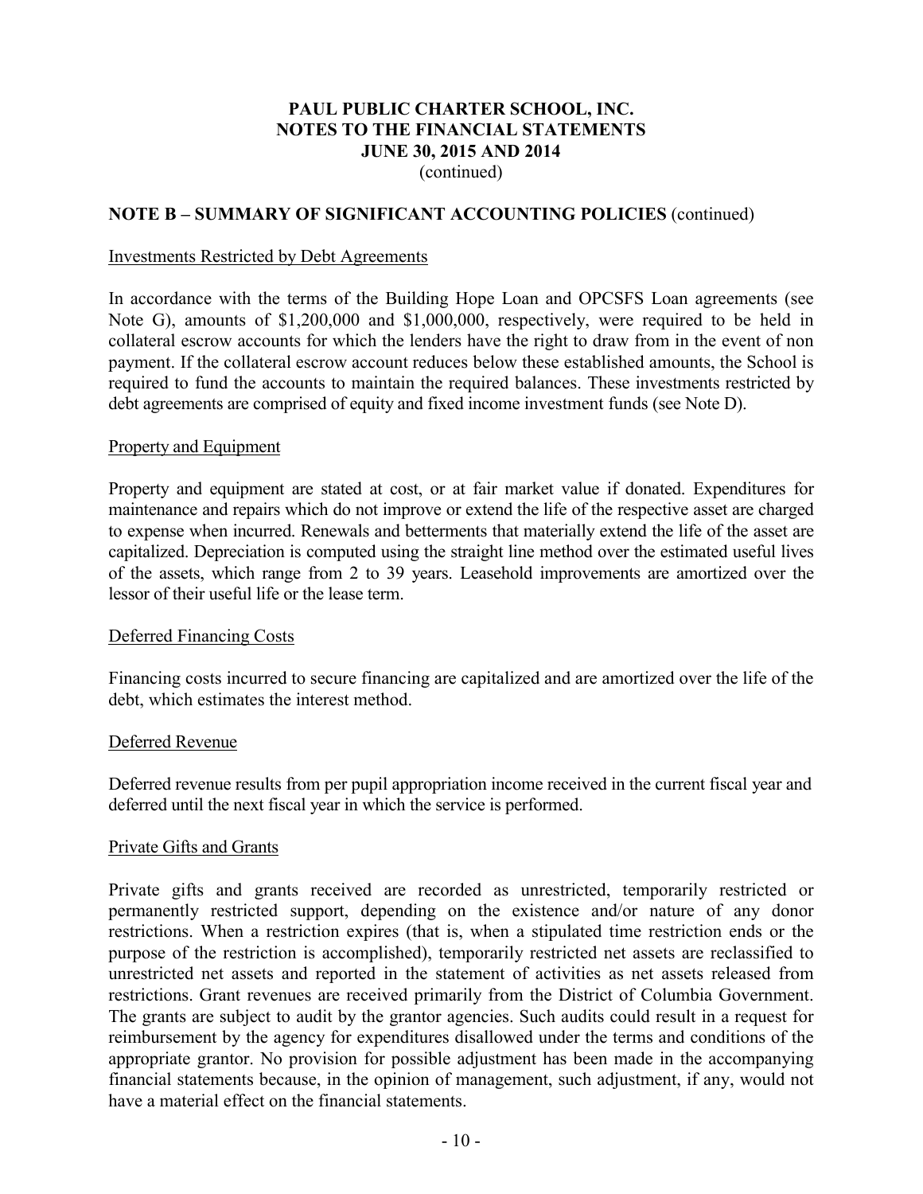# PAUL PUBLIC CHARTER SCHOOL, INC.
# NOTES TO THE FINANCIAL STATEMENTS
# JUNE 30, 2015 AND 2014
(continued)

## NOTE B – SUMMARY OF SIGNIFICANT ACCOUNTING POLICIES (continued)

Investments Restricted by Debt Agreements

In accordance with the terms of the Building Hope Loan and OPCSFS Loan agreements (see Note G), amounts of $1,200,000 and $1,000,000, respectively, were required to be held in collateral escrow accounts for which the lenders have the right to draw from in the event of non payment. If the collateral escrow account reduces below these established amounts, the School is required to fund the accounts to maintain the required balances. These investments restricted by debt agreements are comprised of equity and fixed income investment funds (see Note D).

Property and Equipment

Property and equipment are stated at cost, or at fair market value if donated. Expenditures for maintenance and repairs which do not improve or extend the life of the respective asset are charged to expense when incurred. Renewals and betterments that materially extend the life of the asset are capitalized. Depreciation is computed using the straight line method over the estimated useful lives of the assets, which range from 2 to 39 years. Leasehold improvements are amortized over the lessor of their useful life or the lease term.

Deferred Financing Costs

Financing costs incurred to secure financing are capitalized and are amortized over the life of the debt, which estimates the interest method.

Deferred Revenue

Deferred revenue results from per pupil appropriation income received in the current fiscal year and deferred until the next fiscal year in which the service is performed.

Private Gifts and Grants

Private gifts and grants received are recorded as unrestricted, temporarily restricted or permanently restricted support, depending on the existence and/or nature of any donor restrictions. When a restriction expires (that is, when a stipulated time restriction ends or the purpose of the restriction is accomplished), temporarily restricted net assets are reclassified to unrestricted net assets and reported in the statement of activities as net assets released from restrictions. Grant revenues are received primarily from the District of Columbia Government. The grants are subject to audit by the grantor agencies. Such audits could result in a request for reimbursement by the agency for expenditures disallowed under the terms and conditions of the appropriate grantor. No provision for possible adjustment has been made in the accompanying financial statements because, in the opinion of management, such adjustment, if any, would not have a material effect on the financial statements.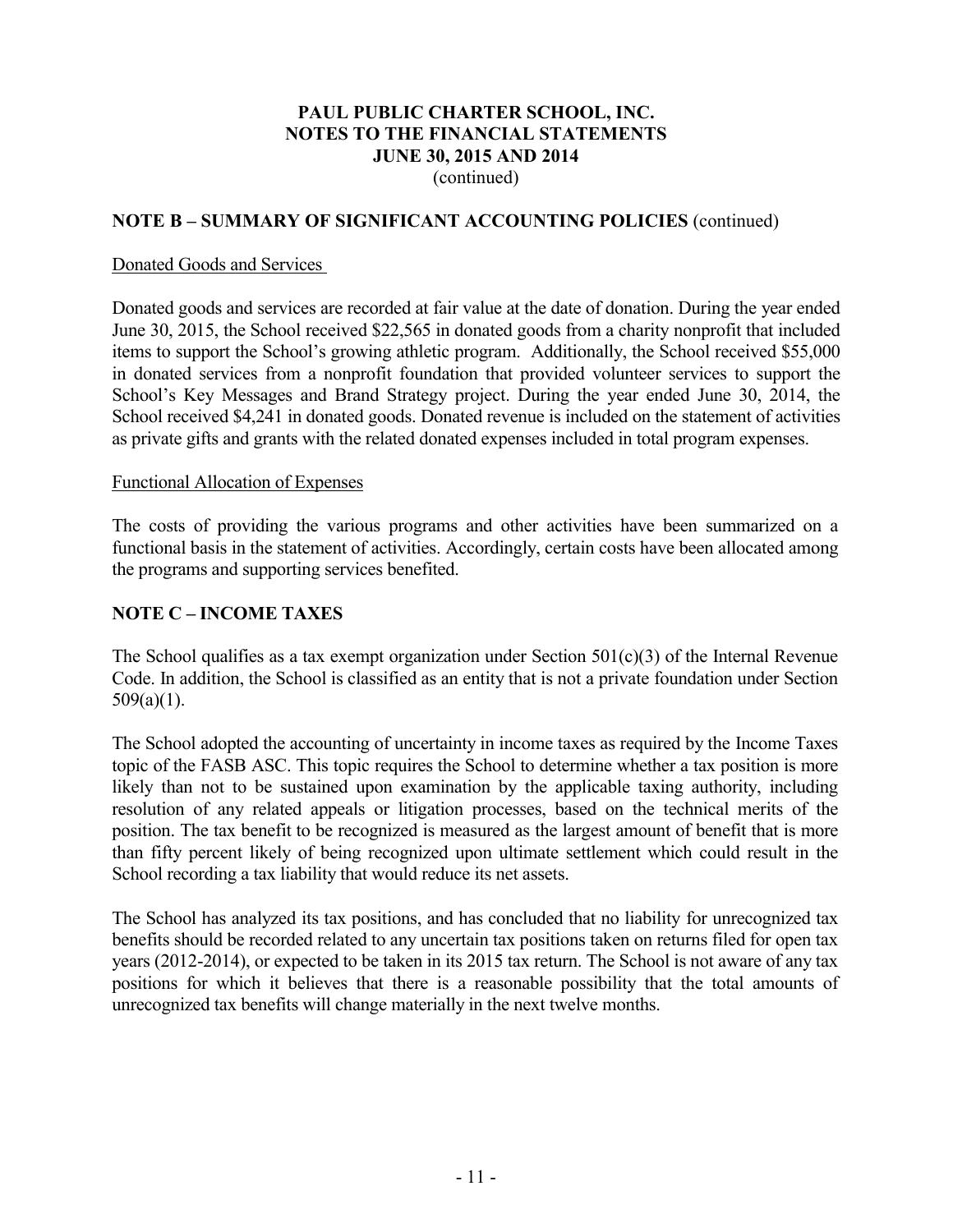## NOTE B – SUMMARY OF SIGNIFICANT ACCOUNTING POLICIES (continued)

Donated Goods and Services

Donated goods and services are recorded at fair value at the date of donation. During the year ended June 30, 2015, the School received $22,565 in donated goods from a charity nonprofit that included items to support the School's growing athletic program. Additionally, the School received $55,000 in donated services from a nonprofit foundation that provided volunteer services to support the School's Key Messages and Brand Strategy project. During the year ended June 30, 2014, the School received $4,241 in donated goods. Donated revenue is included on the statement of activities as private gifts and grants with the related donated expenses included in total program expenses.

Functional Allocation of Expenses

The costs of providing the various programs and other activities have been summarized on a functional basis in the statement of activities. Accordingly, certain costs have been allocated among the programs and supporting services benefited.

## NOTE C – INCOME TAXES

The School qualifies as a tax exempt organization under Section 501(c)(3) of the Internal Revenue Code. In addition, the School is classified as an entity that is not a private foundation under Section 509(a)(1).

The School adopted the accounting of uncertainty in income taxes as required by the Income Taxes topic of the FASB ASC. This topic requires the School to determine whether a tax position is more likely than not to be sustained upon examination by the applicable taxing authority, including resolution of any related appeals or litigation processes, based on the technical merits of the position. The tax benefit to be recognized is measured as the largest amount of benefit that is more than fifty percent likely of being recognized upon ultimate settlement which could result in the School recording a tax liability that would reduce its net assets.

The School has analyzed its tax positions, and has concluded that no liability for unrecognized tax benefits should be recorded related to any uncertain tax positions taken on returns filed for open tax years (2012-2014), or expected to be taken in its 2015 tax return. The School is not aware of any tax positions for which it believes that there is a reasonable possibility that the total amounts of unrecognized tax benefits will change materially in the next twelve months.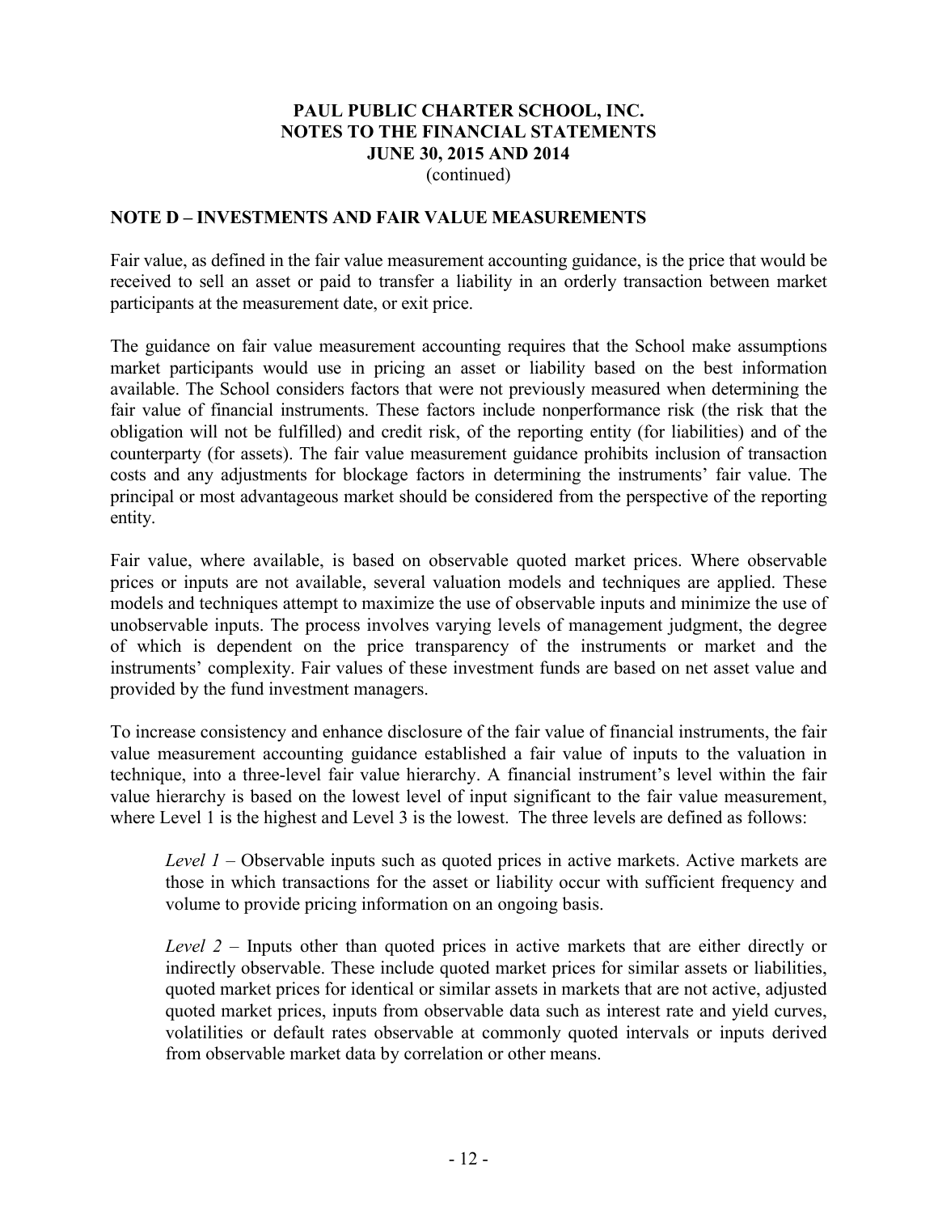## NOTE D – INVESTMENTS AND FAIR VALUE MEASUREMENTS

Fair value, as defined in the fair value measurement accounting guidance, is the price that would be received to sell an asset or paid to transfer a liability in an orderly transaction between market participants at the measurement date, or exit price.

The guidance on fair value measurement accounting requires that the School make assumptions market participants would use in pricing an asset or liability based on the best information available. The School considers factors that were not previously measured when determining the fair value of financial instruments. These factors include nonperformance risk (the risk that the obligation will not be fulfilled) and credit risk, of the reporting entity (for liabilities) and of the counterparty (for assets). The fair value measurement guidance prohibits inclusion of transaction costs and any adjustments for blockage factors in determining the instruments' fair value. The principal or most advantageous market should be considered from the perspective of the reporting entity.

Fair value, where available, is based on observable quoted market prices. Where observable prices or inputs are not available, several valuation models and techniques are applied. These models and techniques attempt to maximize the use of observable inputs and minimize the use of unobservable inputs. The process involves varying levels of management judgment, the degree of which is dependent on the price transparency of the instruments or market and the instruments' complexity. Fair values of these investment funds are based on net asset value and provided by the fund investment managers.

To increase consistency and enhance disclosure of the fair value of financial instruments, the fair value measurement accounting guidance established a fair value of inputs to the valuation in technique, into a three-level fair value hierarchy. A financial instrument's level within the fair value hierarchy is based on the lowest level of input significant to the fair value measurement, where Level 1 is the highest and Level 3 is the lowest. The three levels are defined as follows:

*Level 1* – Observable inputs such as quoted prices in active markets. Active markets are those in which transactions for the asset or liability occur with sufficient frequency and volume to provide pricing information on an ongoing basis.

*Level 2* – Inputs other than quoted prices in active markets that are either directly or indirectly observable. These include quoted market prices for similar assets or liabilities, quoted market prices for identical or similar assets in markets that are not active, adjusted quoted market prices, inputs from observable data such as interest rate and yield curves, volatilities or default rates observable at commonly quoted intervals or inputs derived from observable market data by correlation or other means.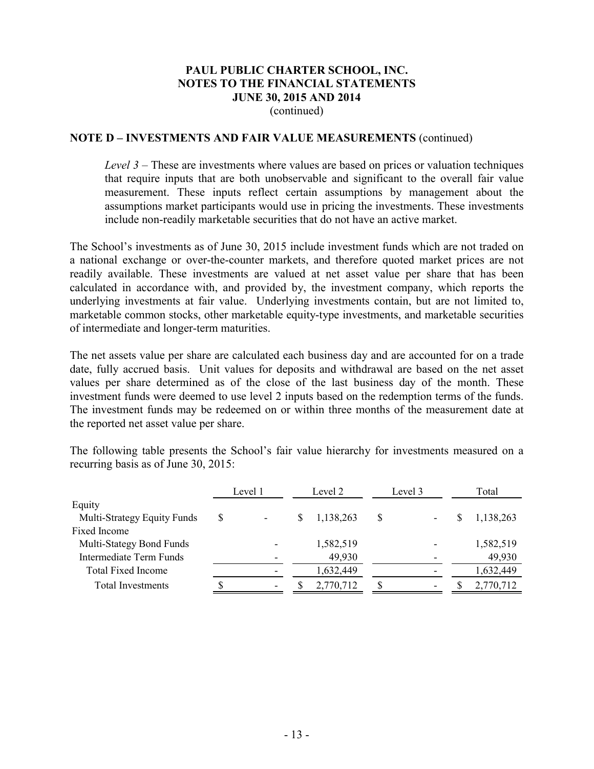**PAUL PUBLIC CHARTER SCHOOL, INC.**
**NOTES TO THE FINANCIAL STATEMENTS**
**JUNE 30, 2015 AND 2014**
(continued)

**NOTE D – INVESTMENTS AND FAIR VALUE MEASUREMENTS** (continued)

*Level 3* – These are investments where values are based on prices or valuation techniques that require inputs that are both unobservable and significant to the overall fair value measurement. These inputs reflect certain assumptions by management about the assumptions market participants would use in pricing the investments. These investments include non-readily marketable securities that do not have an active market.

The School's investments as of June 30, 2015 include investment funds which are not traded on a national exchange or over-the-counter markets, and therefore quoted market prices are not readily available. These investments are valued at net asset value per share that has been calculated in accordance with, and provided by, the investment company, which reports the underlying investments at fair value. Underlying investments contain, but are not limited to, marketable common stocks, other marketable equity-type investments, and marketable securities of intermediate and longer-term maturities.

The net assets value per share are calculated each business day and are accounted for on a trade date, fully accrued basis. Unit values for deposits and withdrawal are based on the net asset values per share determined as of the close of the last business day of the month. These investment funds were deemed to use level 2 inputs based on the redemption terms of the funds. The investment funds may be redeemed on or within three months of the measurement date at the reported net asset value per share.

The following table presents the School's fair value hierarchy for investments measured on a recurring basis as of June 30, 2015:

| | Level 1 | Level 2 | Level 3 | Total |
|---|---|---|---|---|
| Equity | | | | |
| Multi-Strategy Equity Funds | $ - | $ 1,138,263 | $ - | $ 1,138,263 |
| Fixed Income | | | | |
| Multi-Stategy Bond Funds | - | 1,582,519 | - | 1,582,519 |
| Intermediate Term Funds | - | 49,930 | - | 49,930 |
| Total Fixed Income | - | 1,632,449 | - | 1,632,449 |
| Total Investments | $ - | $ 2,770,712 | $ - | $ 2,770,712 |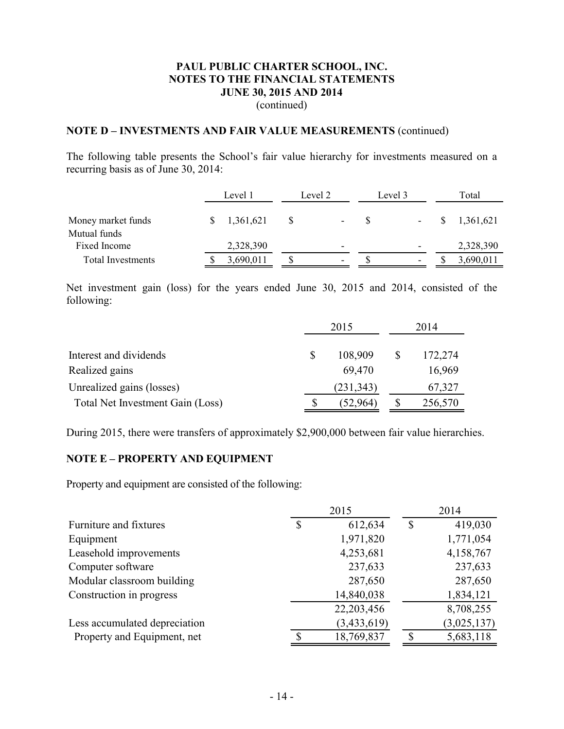# PAUL PUBLIC CHARTER SCHOOL, INC.
# NOTES TO THE FINANCIAL STATEMENTS
# JUNE 30, 2015 AND 2014
(continued)

## NOTE D – INVESTMENTS AND FAIR VALUE MEASUREMENTS (continued)

The following table presents the School's fair value hierarchy for investments measured on a recurring basis as of June 30, 2014:

| | Level 1 | Level 2 | Level 3 | Total |
|---|---|---|---|---|
| Money market funds | $ 1,361,621 | $ - | $ - | $ 1,361,621 |
| Mutual funds | | | | |
| Fixed Income | 2,328,390 | - | - | 2,328,390 |
| Total Investments | $ 3,690,011 | $ - | $ - | $ 3,690,011 |

Net investment gain (loss) for the years ended June 30, 2015 and 2014, consisted of the following:

| | 2015 | 2014 |
|---|---|---|
| Interest and dividends | $ 108,909 | $ 172,274 |
| Realized gains | 69,470 | 16,969 |
| Unrealized gains (losses) | (231,343) | 67,327 |
| Total Net Investment Gain (Loss) | $ (52,964) | $ 256,570 |

During 2015, there were transfers of approximately $2,900,000 between fair value hierarchies.

## NOTE E – PROPERTY AND EQUIPMENT

Property and equipment are consisted of the following:

| | 2015 | 2014 |
|---|---|---|
| Furniture and fixtures | $ 612,634 | $ 419,030 |
| Equipment | 1,971,820 | 1,771,054 |
| Leasehold improvements | 4,253,681 | 4,158,767 |
| Computer software | 237,633 | 237,633 |
| Modular classroom building | 287,650 | 287,650 |
| Construction in progress | 14,840,038 | 1,834,121 |
| | 22,203,456 | 8,708,255 |
| Less accumulated depreciation | (3,433,619) | (3,025,137) |
| Property and Equipment, net | $ 18,769,837 | $ 5,683,118 |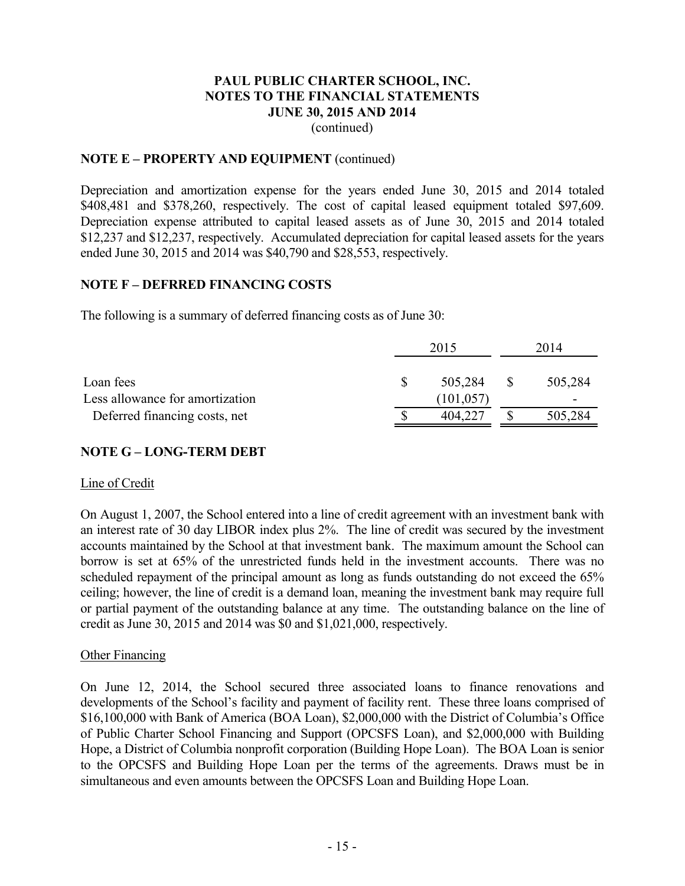## NOTE E – PROPERTY AND EQUIPMENT (continued)

Depreciation and amortization expense for the years ended June 30, 2015 and 2014 totaled $408,481 and $378,260, respectively. The cost of capital leased equipment totaled $97,609. Depreciation expense attributed to capital leased assets as of June 30, 2015 and 2014 totaled $12,237 and $12,237, respectively. Accumulated depreciation for capital leased assets for the years ended June 30, 2015 and 2014 was $40,790 and $28,553, respectively.

## NOTE F – DEFRRED FINANCING COSTS

The following is a summary of deferred financing costs as of June 30:

| | 2015 | 2014 |
|---|---|---|
| Loan fees | $ 505,284 | $ 505,284 |
| Less allowance for amortization | (101,057) | - |
| Deferred financing costs, net | $ 404,227 | $ 505,284 |

## NOTE G – LONG-TERM DEBT

Line of Credit

On August 1, 2007, the School entered into a line of credit agreement with an investment bank with an interest rate of 30 day LIBOR index plus 2%. The line of credit was secured by the investment accounts maintained by the School at that investment bank. The maximum amount the School can borrow is set at 65% of the unrestricted funds held in the investment accounts. There was no scheduled repayment of the principal amount as long as funds outstanding do not exceed the 65% ceiling; however, the line of credit is a demand loan, meaning the investment bank may require full or partial payment of the outstanding balance at any time. The outstanding balance on the line of credit as June 30, 2015 and 2014 was $0 and $1,021,000, respectively.

Other Financing

On June 12, 2014, the School secured three associated loans to finance renovations and developments of the School's facility and payment of facility rent. These three loans comprised of $16,100,000 with Bank of America (BOA Loan), $2,000,000 with the District of Columbia's Office of Public Charter School Financing and Support (OPCSFS Loan), and $2,000,000 with Building Hope, a District of Columbia nonprofit corporation (Building Hope Loan). The BOA Loan is senior to the OPCSFS and Building Hope Loan per the terms of the agreements. Draws must be in simultaneous and even amounts between the OPCSFS Loan and Building Hope Loan.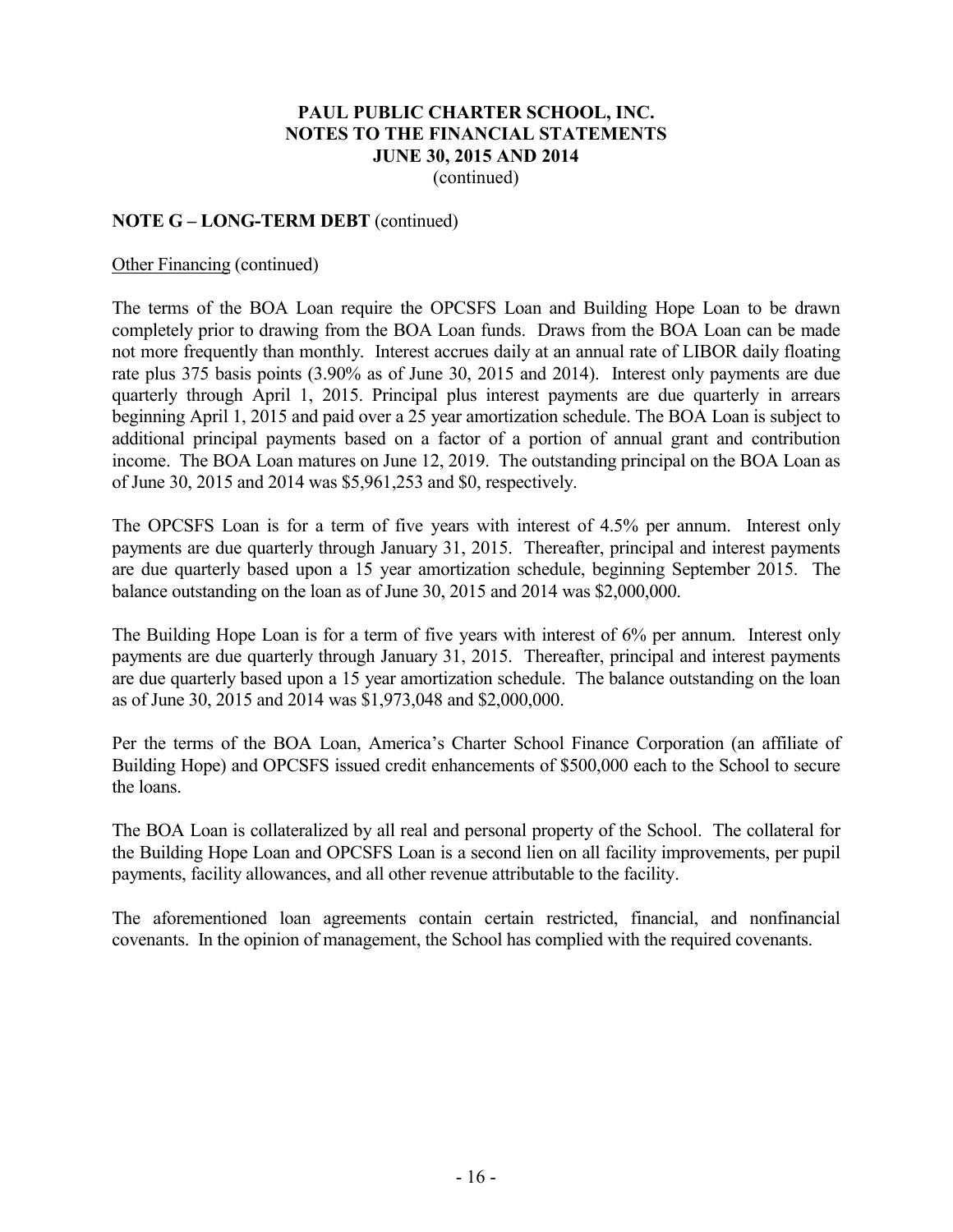## NOTE G – LONG-TERM DEBT (continued)

Other Financing (continued)

The terms of the BOA Loan require the OPCSFS Loan and Building Hope Loan to be drawn completely prior to drawing from the BOA Loan funds. Draws from the BOA Loan can be made not more frequently than monthly. Interest accrues daily at an annual rate of LIBOR daily floating rate plus 375 basis points (3.90% as of June 30, 2015 and 2014). Interest only payments are due quarterly through April 1, 2015. Principal plus interest payments are due quarterly in arrears beginning April 1, 2015 and paid over a 25 year amortization schedule. The BOA Loan is subject to additional principal payments based on a factor of a portion of annual grant and contribution income. The BOA Loan matures on June 12, 2019. The outstanding principal on the BOA Loan as of June 30, 2015 and 2014 was $5,961,253 and $0, respectively.

The OPCSFS Loan is for a term of five years with interest of 4.5% per annum. Interest only payments are due quarterly through January 31, 2015. Thereafter, principal and interest payments are due quarterly based upon a 15 year amortization schedule, beginning September 2015. The balance outstanding on the loan as of June 30, 2015 and 2014 was $2,000,000.

The Building Hope Loan is for a term of five years with interest of 6% per annum. Interest only payments are due quarterly through January 31, 2015. Thereafter, principal and interest payments are due quarterly based upon a 15 year amortization schedule. The balance outstanding on the loan as of June 30, 2015 and 2014 was $1,973,048 and $2,000,000.

Per the terms of the BOA Loan, America's Charter School Finance Corporation (an affiliate of Building Hope) and OPCSFS issued credit enhancements of $500,000 each to the School to secure the loans.

The BOA Loan is collateralized by all real and personal property of the School. The collateral for the Building Hope Loan and OPCSFS Loan is a second lien on all facility improvements, per pupil payments, facility allowances, and all other revenue attributable to the facility.

The aforementioned loan agreements contain certain restricted, financial, and nonfinancial covenants. In the opinion of management, the School has complied with the required covenants.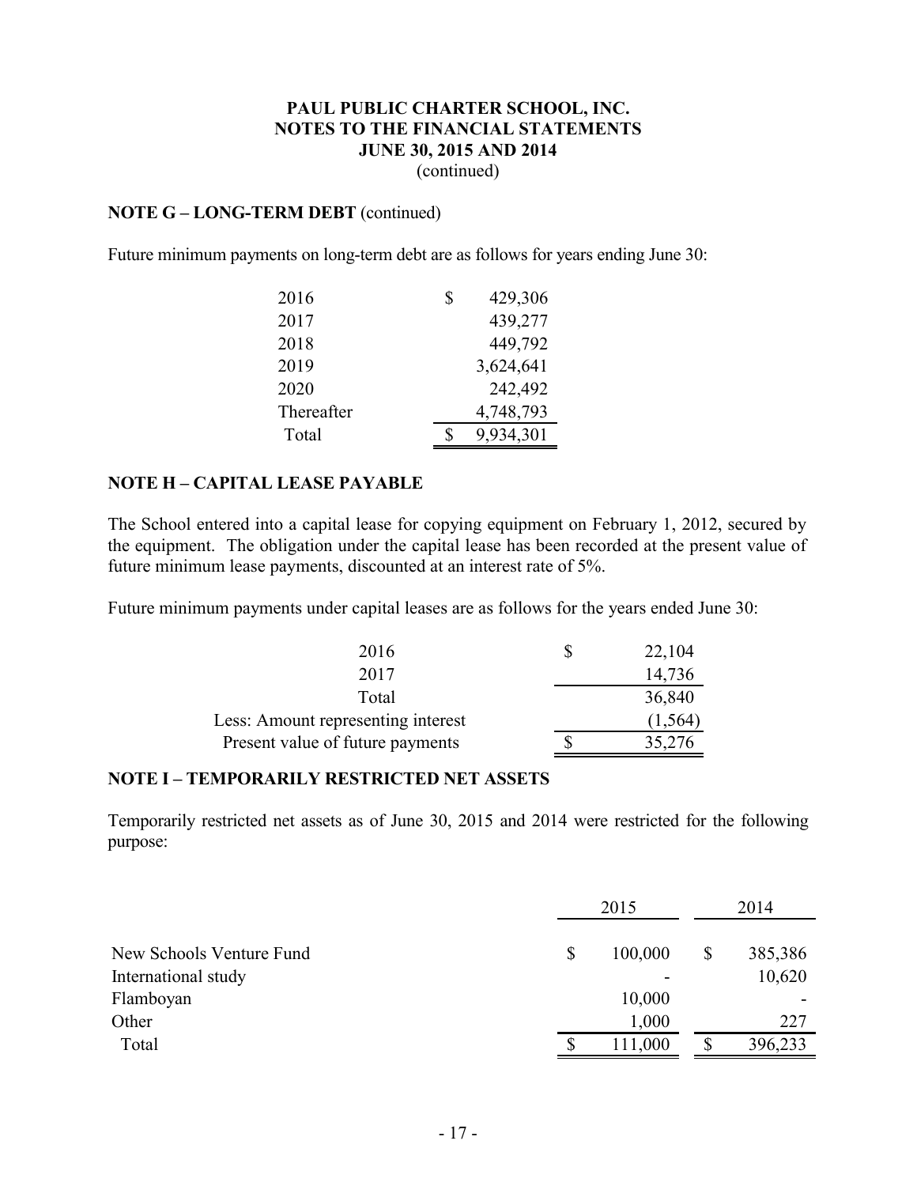**PAUL PUBLIC CHARTER SCHOOL, INC.**
**NOTES TO THE FINANCIAL STATEMENTS**
**JUNE 30, 2015 AND 2014**
(continued)

**NOTE G – LONG-TERM DEBT** (continued)

Future minimum payments on long-term debt are as follows for years ending June 30:

| | |
|---|---|
| 2016 | $ 429,306 |
| 2017 | 439,277 |
| 2018 | 449,792 |
| 2019 | 3,624,641 |
| 2020 | 242,492 |
| Thereafter | 4,748,793 |
| Total | $ 9,934,301 |

**NOTE H – CAPITAL LEASE PAYABLE**

The School entered into a capital lease for copying equipment on February 1, 2012, secured by the equipment. The obligation under the capital lease has been recorded at the present value of future minimum lease payments, discounted at an interest rate of 5%.

Future minimum payments under capital leases are as follows for the years ended June 30:

| | |
|---|---|
| 2016 | $ 22,104 |
| 2017 | 14,736 |
| Total | 36,840 |
| Less: Amount representing interest | (1,564) |
| Present value of future payments | $ 35,276 |

**NOTE I – TEMPORARILY RESTRICTED NET ASSETS**

Temporarily restricted net assets as of June 30, 2015 and 2014 were restricted for the following purpose:

| | 2015 | 2014 |
|---|---|---|
| New Schools Venture Fund | $ 100,000 | $ 385,386 |
| International study | - | 10,620 |
| Flamboyan | 10,000 | - |
| Other | 1,000 | 227 |
| Total | $ 111,000 | $ 396,233 |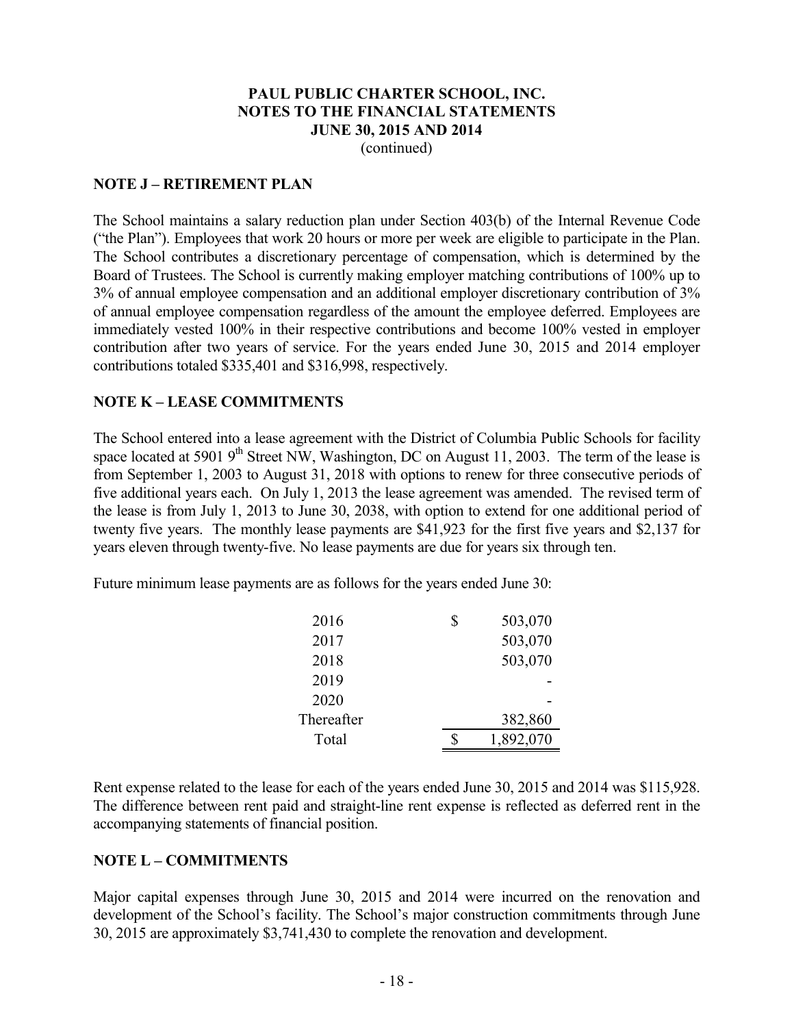**PAUL PUBLIC CHARTER SCHOOL, INC.**
**NOTES TO THE FINANCIAL STATEMENTS**
**JUNE 30, 2015 AND 2014**
(continued)

## NOTE J – RETIREMENT PLAN

The School maintains a salary reduction plan under Section 403(b) of the Internal Revenue Code ("the Plan"). Employees that work 20 hours or more per week are eligible to participate in the Plan. The School contributes a discretionary percentage of compensation, which is determined by the Board of Trustees. The School is currently making employer matching contributions of 100% up to 3% of annual employee compensation and an additional employer discretionary contribution of 3% of annual employee compensation regardless of the amount the employee deferred. Employees are immediately vested 100% in their respective contributions and become 100% vested in employer contribution after two years of service. For the years ended June 30, 2015 and 2014 employer contributions totaled $335,401 and $316,998, respectively.

## NOTE K – LEASE COMMITMENTS

The School entered into a lease agreement with the District of Columbia Public Schools for facility space located at 5901 9th Street NW, Washington, DC on August 11, 2003. The term of the lease is from September 1, 2003 to August 31, 2018 with options to renew for three consecutive periods of five additional years each. On July 1, 2013 the lease agreement was amended. The revised term of the lease is from July 1, 2013 to June 30, 2038, with option to extend for one additional period of twenty five years. The monthly lease payments are $41,923 for the first five years and $2,137 for years eleven through twenty-five. No lease payments are due for years six through ten.

Future minimum lease payments are as follows for the years ended June 30:

| | |
|---|---|
| 2016 | $ 503,070 |
| 2017 | 503,070 |
| 2018 | 503,070 |
| 2019 | - |
| 2020 | - |
| Thereafter | 382,860 |
| Total | $ 1,892,070 |

Rent expense related to the lease for each of the years ended June 30, 2015 and 2014 was $115,928. The difference between rent paid and straight-line rent expense is reflected as deferred rent in the accompanying statements of financial position.

## NOTE L – COMMITMENTS

Major capital expenses through June 30, 2015 and 2014 were incurred on the renovation and development of the School's facility. The School's major construction commitments through June 30, 2015 are approximately $3,741,430 to complete the renovation and development.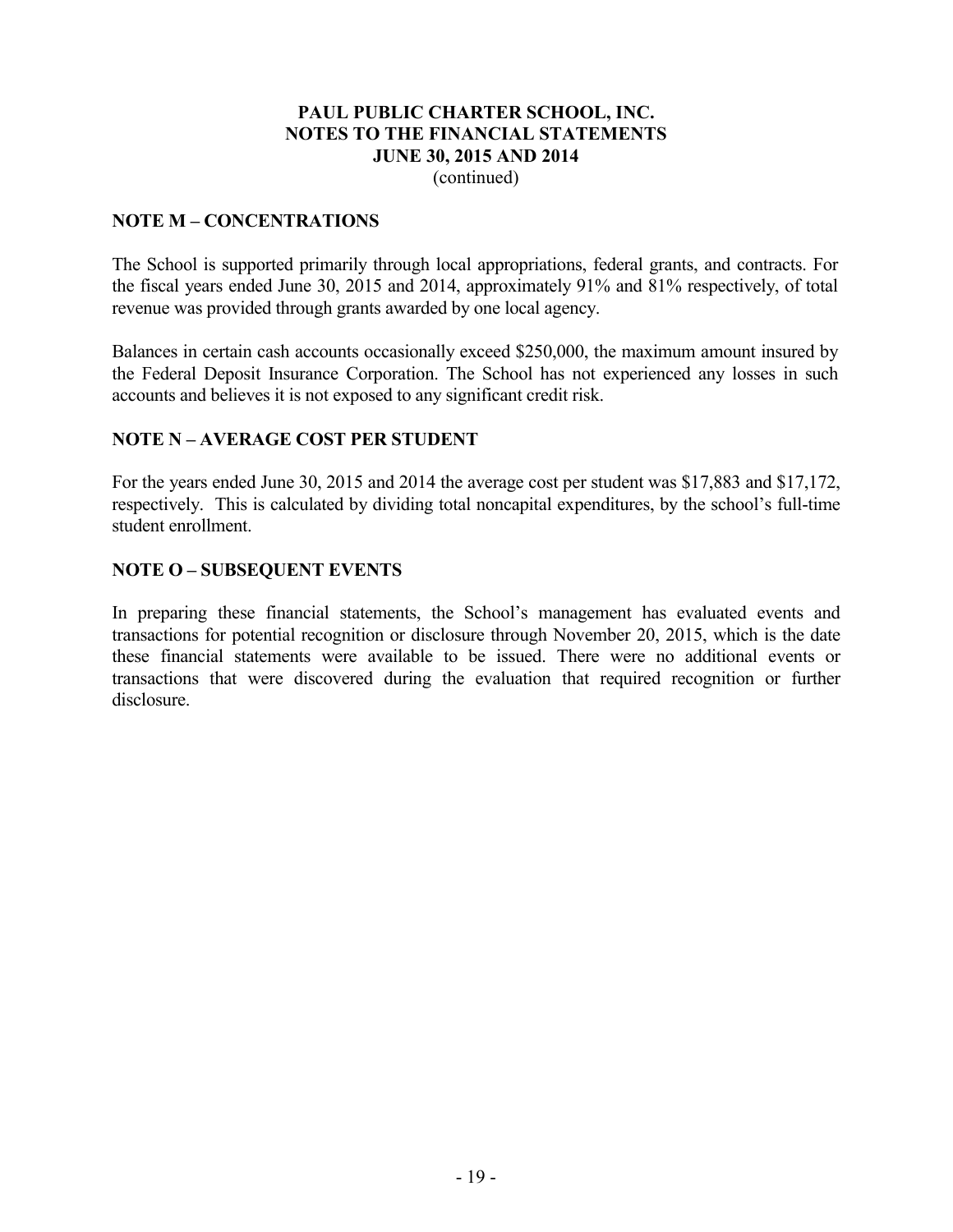# PAUL PUBLIC CHARTER SCHOOL, INC.
# NOTES TO THE FINANCIAL STATEMENTS
# JUNE 30, 2015 AND 2014
(continued)

## NOTE M – CONCENTRATIONS

The School is supported primarily through local appropriations, federal grants, and contracts. For the fiscal years ended June 30, 2015 and 2014, approximately 91% and 81% respectively, of total revenue was provided through grants awarded by one local agency.

Balances in certain cash accounts occasionally exceed $250,000, the maximum amount insured by the Federal Deposit Insurance Corporation. The School has not experienced any losses in such accounts and believes it is not exposed to any significant credit risk.

## NOTE N – AVERAGE COST PER STUDENT

For the years ended June 30, 2015 and 2014 the average cost per student was $17,883 and $17,172, respectively. This is calculated by dividing total noncapital expenditures, by the school's full-time student enrollment.

## NOTE O – SUBSEQUENT EVENTS

In preparing these financial statements, the School's management has evaluated events and transactions for potential recognition or disclosure through November 20, 2015, which is the date these financial statements were available to be issued. There were no additional events or transactions that were discovered during the evaluation that required recognition or further disclosure.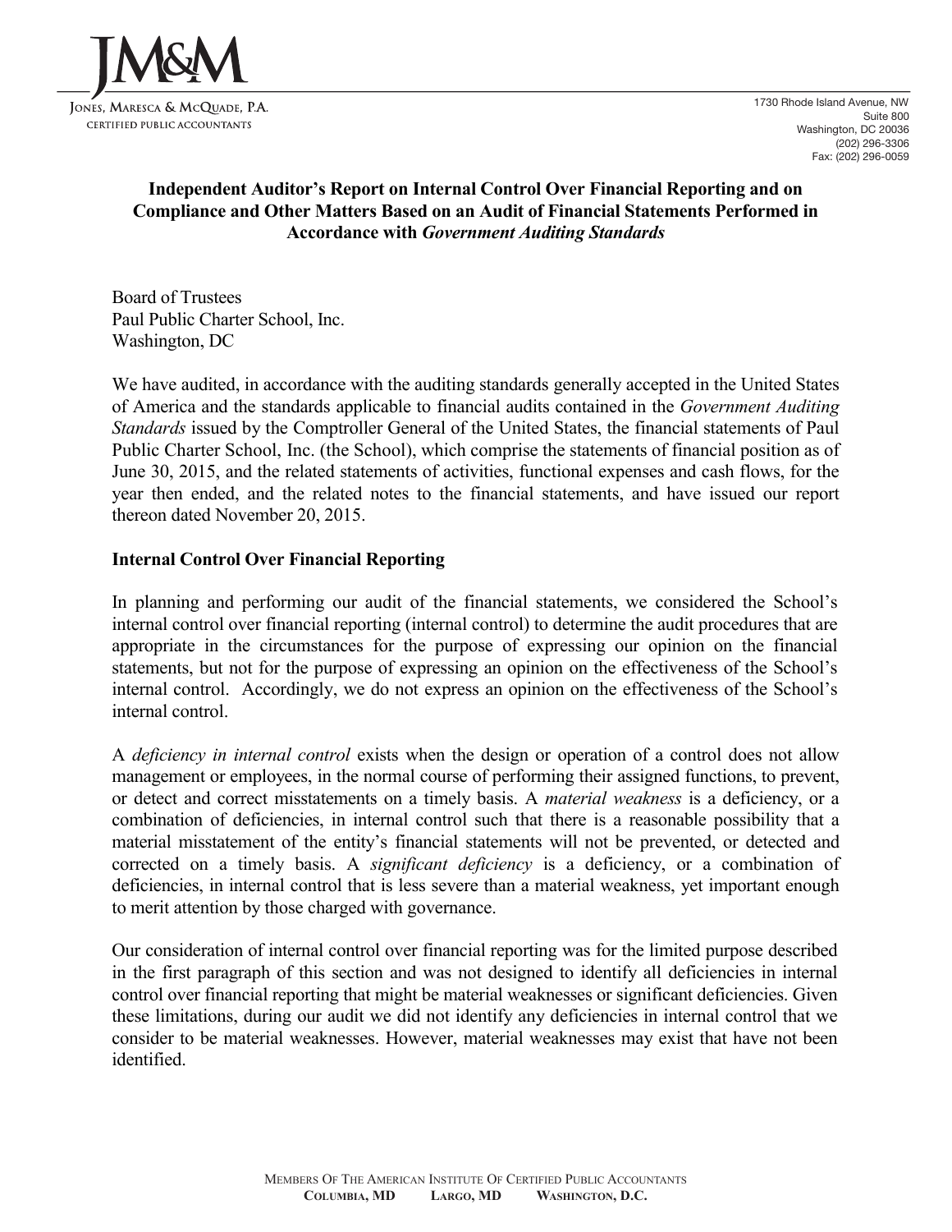JM&M

Jones, Maresca & McQuade, P.A.
Certified Public Accountants

1730 Rhode Island Avenue, NW
Suite 800
Washington, DC 20036
(202) 296-3306
Fax: (202) 296-0059

**Independent Auditor's Report on Internal Control Over Financial Reporting and on Compliance and Other Matters Based on an Audit of Financial Statements Performed in Accordance with *Government Auditing Standards***

Board of Trustees
Paul Public Charter School, Inc.
Washington, DC

We have audited, in accordance with the auditing standards generally accepted in the United States of America and the standards applicable to financial audits contained in the *Government Auditing Standards* issued by the Comptroller General of the United States, the financial statements of Paul Public Charter School, Inc. (the School), which comprise the statements of financial position as of June 30, 2015, and the related statements of activities, functional expenses and cash flows, for the year then ended, and the related notes to the financial statements, and have issued our report thereon dated November 20, 2015.

**Internal Control Over Financial Reporting**

In planning and performing our audit of the financial statements, we considered the School's internal control over financial reporting (internal control) to determine the audit procedures that are appropriate in the circumstances for the purpose of expressing our opinion on the financial statements, but not for the purpose of expressing an opinion on the effectiveness of the School's internal control. Accordingly, we do not express an opinion on the effectiveness of the School's internal control.

A *deficiency in internal control* exists when the design or operation of a control does not allow management or employees, in the normal course of performing their assigned functions, to prevent, or detect and correct misstatements on a timely basis. A *material weakness* is a deficiency, or a combination of deficiencies, in internal control such that there is a reasonable possibility that a material misstatement of the entity's financial statements will not be prevented, or detected and corrected on a timely basis. A *significant deficiency* is a deficiency, or a combination of deficiencies, in internal control that is less severe than a material weakness, yet important enough to merit attention by those charged with governance.

Our consideration of internal control over financial reporting was for the limited purpose described in the first paragraph of this section and was not designed to identify all deficiencies in internal control over financial reporting that might be material weaknesses or significant deficiencies. Given these limitations, during our audit we did not identify any deficiencies in internal control that we consider to be material weaknesses. However, material weaknesses may exist that have not been identified.

Members Of The American Institute Of Certified Public Accountants
Columbia, MD Largo, MD Washington, D.C.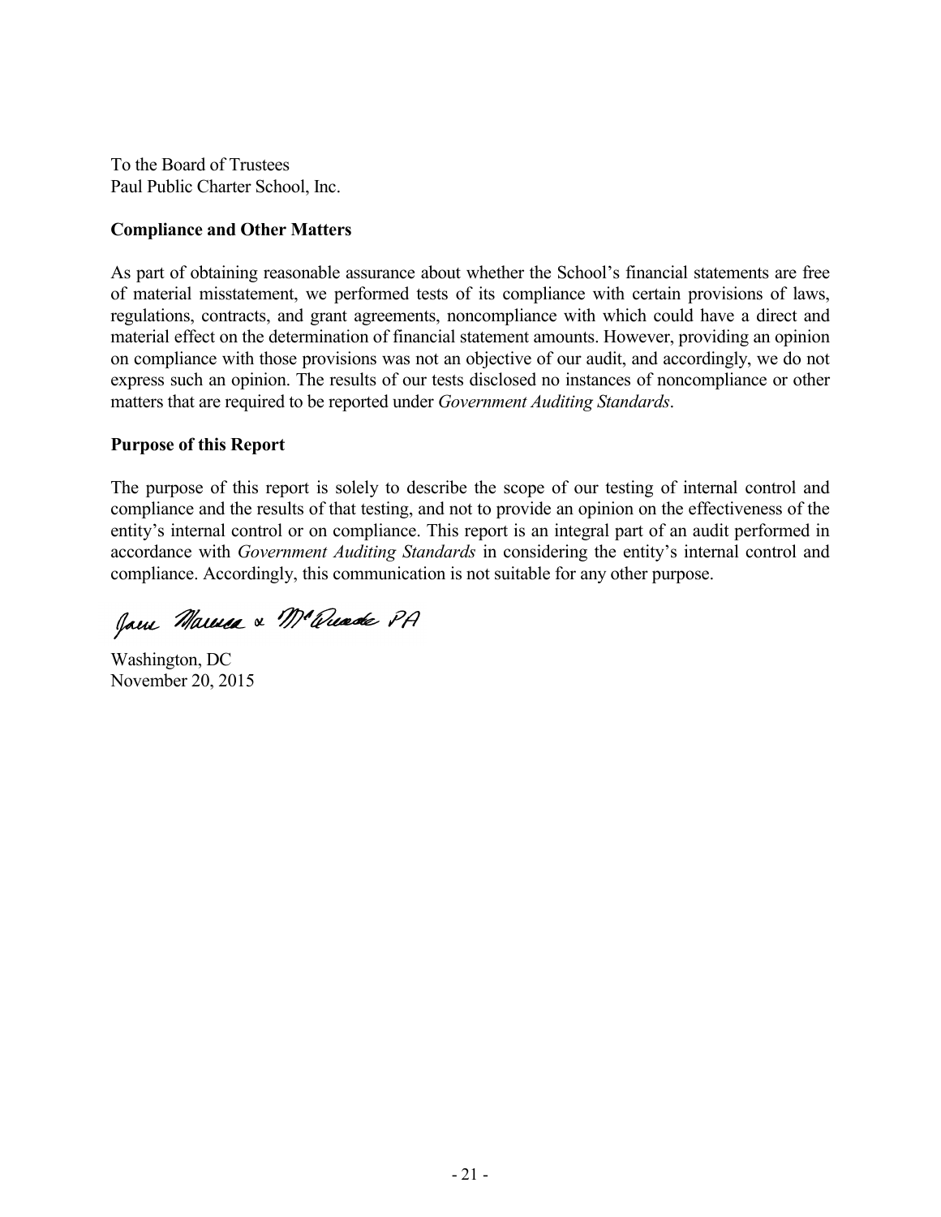To the Board of Trustees
Paul Public Charter School, Inc.

**Compliance and Other Matters**

As part of obtaining reasonable assurance about whether the School's financial statements are free of material misstatement, we performed tests of its compliance with certain provisions of laws, regulations, contracts, and grant agreements, noncompliance with which could have a direct and material effect on the determination of financial statement amounts. However, providing an opinion on compliance with those provisions was not an objective of our audit, and accordingly, we do not express such an opinion. The results of our tests disclosed no instances of noncompliance or other matters that are required to be reported under *Government Auditing Standards*.

**Purpose of this Report**

The purpose of this report is solely to describe the scope of our testing of internal control and compliance and the results of that testing, and not to provide an opinion on the effectiveness of the entity's internal control or on compliance. This report is an integral part of an audit performed in accordance with *Government Auditing Standards* in considering the entity's internal control and compliance. Accordingly, this communication is not suitable for any other purpose.

Jones Maresca & McQuade PA

Washington, DC
November 20, 2015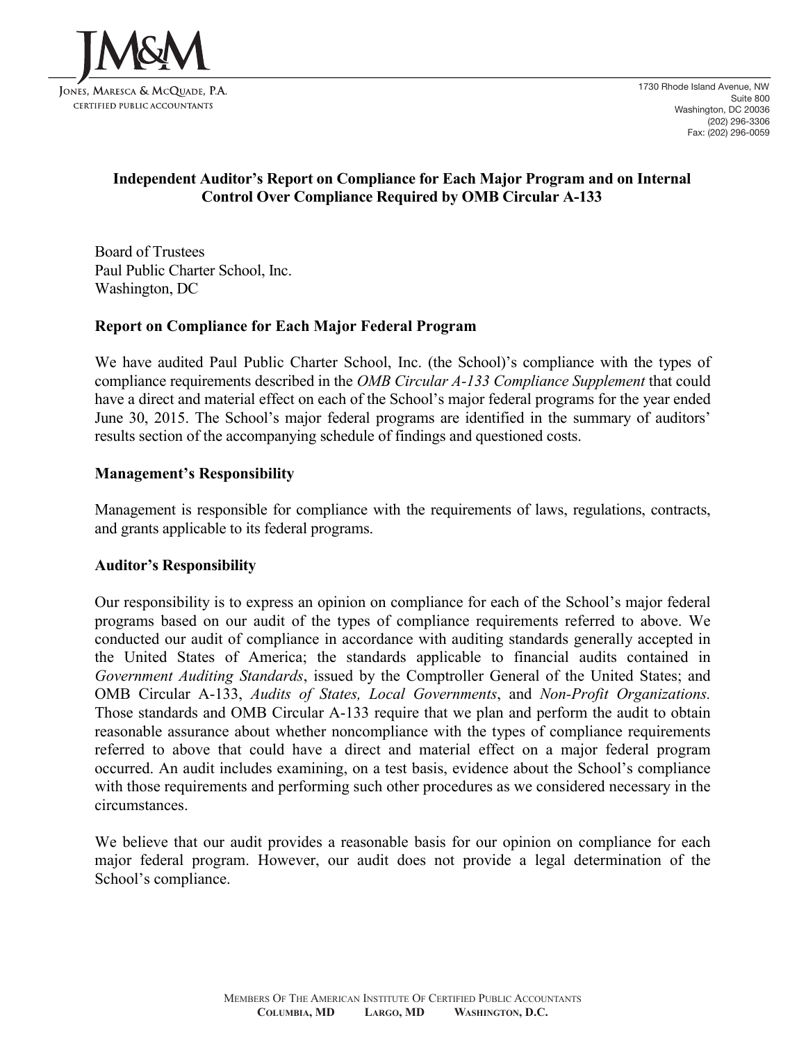JM&M
JONES, MARESCA & MCQUADE, P.A.
CERTIFIED PUBLIC ACCOUNTANTS

1730 Rhode Island Avenue, NW
Suite 800
Washington, DC 20036
(202) 296-3306
Fax: (202) 296-0059

## Independent Auditor's Report on Compliance for Each Major Program and on Internal Control Over Compliance Required by OMB Circular A-133

Board of Trustees
Paul Public Charter School, Inc.
Washington, DC

### Report on Compliance for Each Major Federal Program

We have audited Paul Public Charter School, Inc. (the School)'s compliance with the types of compliance requirements described in the *OMB Circular A-133 Compliance Supplement* that could have a direct and material effect on each of the School's major federal programs for the year ended June 30, 2015. The School's major federal programs are identified in the summary of auditors' results section of the accompanying schedule of findings and questioned costs.

### Management's Responsibility

Management is responsible for compliance with the requirements of laws, regulations, contracts, and grants applicable to its federal programs.

### Auditor's Responsibility

Our responsibility is to express an opinion on compliance for each of the School's major federal programs based on our audit of the types of compliance requirements referred to above. We conducted our audit of compliance in accordance with auditing standards generally accepted in the United States of America; the standards applicable to financial audits contained in *Government Auditing Standards*, issued by the Comptroller General of the United States; and OMB Circular A-133, *Audits of States, Local Governments*, and *Non-Profit Organizations.* Those standards and OMB Circular A-133 require that we plan and perform the audit to obtain reasonable assurance about whether noncompliance with the types of compliance requirements referred to above that could have a direct and material effect on a major federal program occurred. An audit includes examining, on a test basis, evidence about the School's compliance with those requirements and performing such other procedures as we considered necessary in the circumstances.

We believe that our audit provides a reasonable basis for our opinion on compliance for each major federal program. However, our audit does not provide a legal determination of the School's compliance.

MEMBERS OF THE AMERICAN INSTITUTE OF CERTIFIED PUBLIC ACCOUNTANTS
**COLUMBIA, MD LARGO, MD WASHINGTON, D.C.**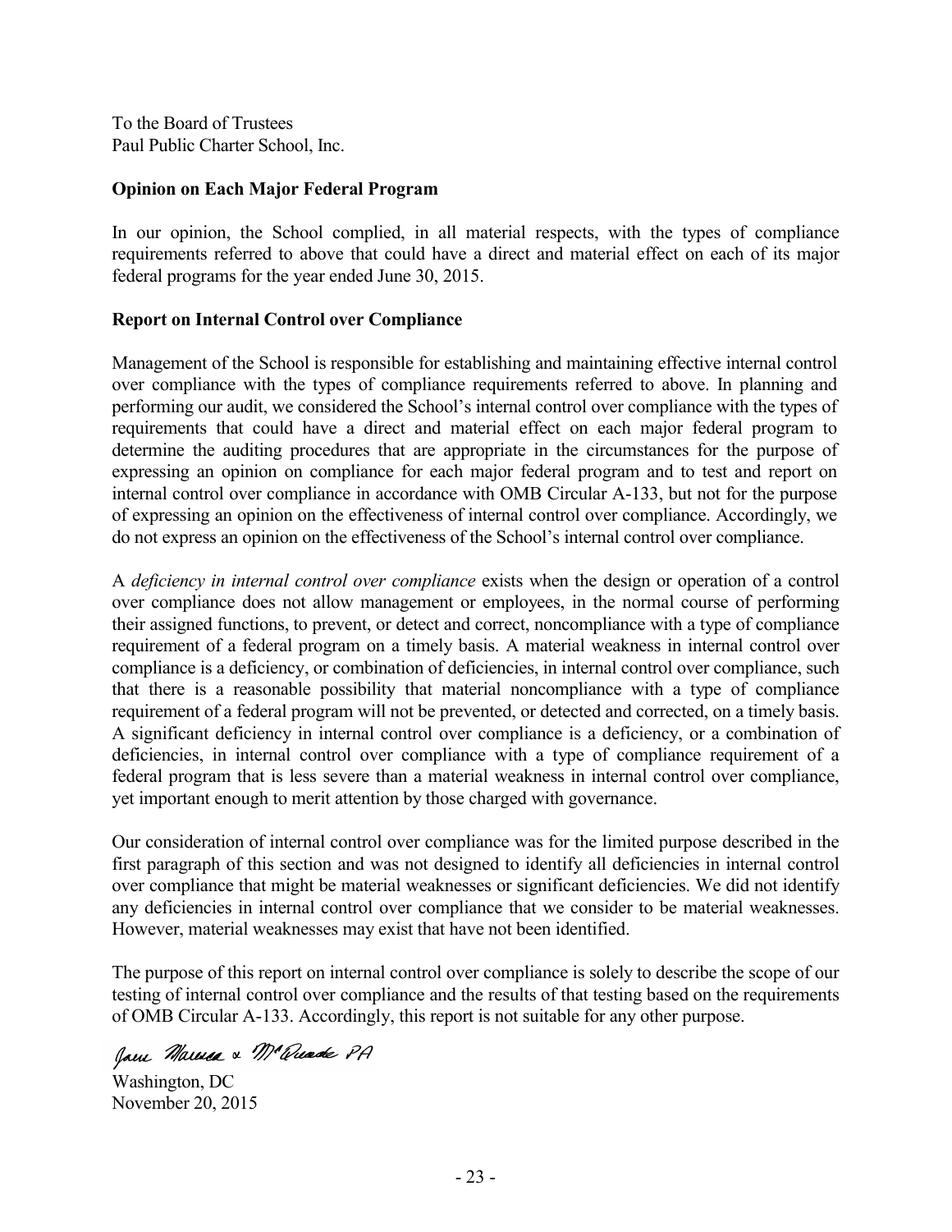To the Board of Trustees
Paul Public Charter School, Inc.

**Opinion on Each Major Federal Program**

In our opinion, the School complied, in all material respects, with the types of compliance requirements referred to above that could have a direct and material effect on each of its major federal programs for the year ended June 30, 2015.

**Report on Internal Control over Compliance**

Management of the School is responsible for establishing and maintaining effective internal control over compliance with the types of compliance requirements referred to above. In planning and performing our audit, we considered the School's internal control over compliance with the types of requirements that could have a direct and material effect on each major federal program to determine the auditing procedures that are appropriate in the circumstances for the purpose of expressing an opinion on compliance for each major federal program and to test and report on internal control over compliance in accordance with OMB Circular A-133, but not for the purpose of expressing an opinion on the effectiveness of internal control over compliance. Accordingly, we do not express an opinion on the effectiveness of the School's internal control over compliance.

A *deficiency in internal control over compliance* exists when the design or operation of a control over compliance does not allow management or employees, in the normal course of performing their assigned functions, to prevent, or detect and correct, noncompliance with a type of compliance requirement of a federal program on a timely basis. A material weakness in internal control over compliance is a deficiency, or combination of deficiencies, in internal control over compliance, such that there is a reasonable possibility that material noncompliance with a type of compliance requirement of a federal program will not be prevented, or detected and corrected, on a timely basis. A significant deficiency in internal control over compliance is a deficiency, or a combination of deficiencies, in internal control over compliance with a type of compliance requirement of a federal program that is less severe than a material weakness in internal control over compliance, yet important enough to merit attention by those charged with governance.

Our consideration of internal control over compliance was for the limited purpose described in the first paragraph of this section and was not designed to identify all deficiencies in internal control over compliance that might be material weaknesses or significant deficiencies. We did not identify any deficiencies in internal control over compliance that we consider to be material weaknesses. However, material weaknesses may exist that have not been identified.

The purpose of this report on internal control over compliance is solely to describe the scope of our testing of internal control over compliance and the results of that testing based on the requirements of OMB Circular A-133. Accordingly, this report is not suitable for any other purpose.

Jane Marcus & McQuade PA

Washington, DC
November 20, 2015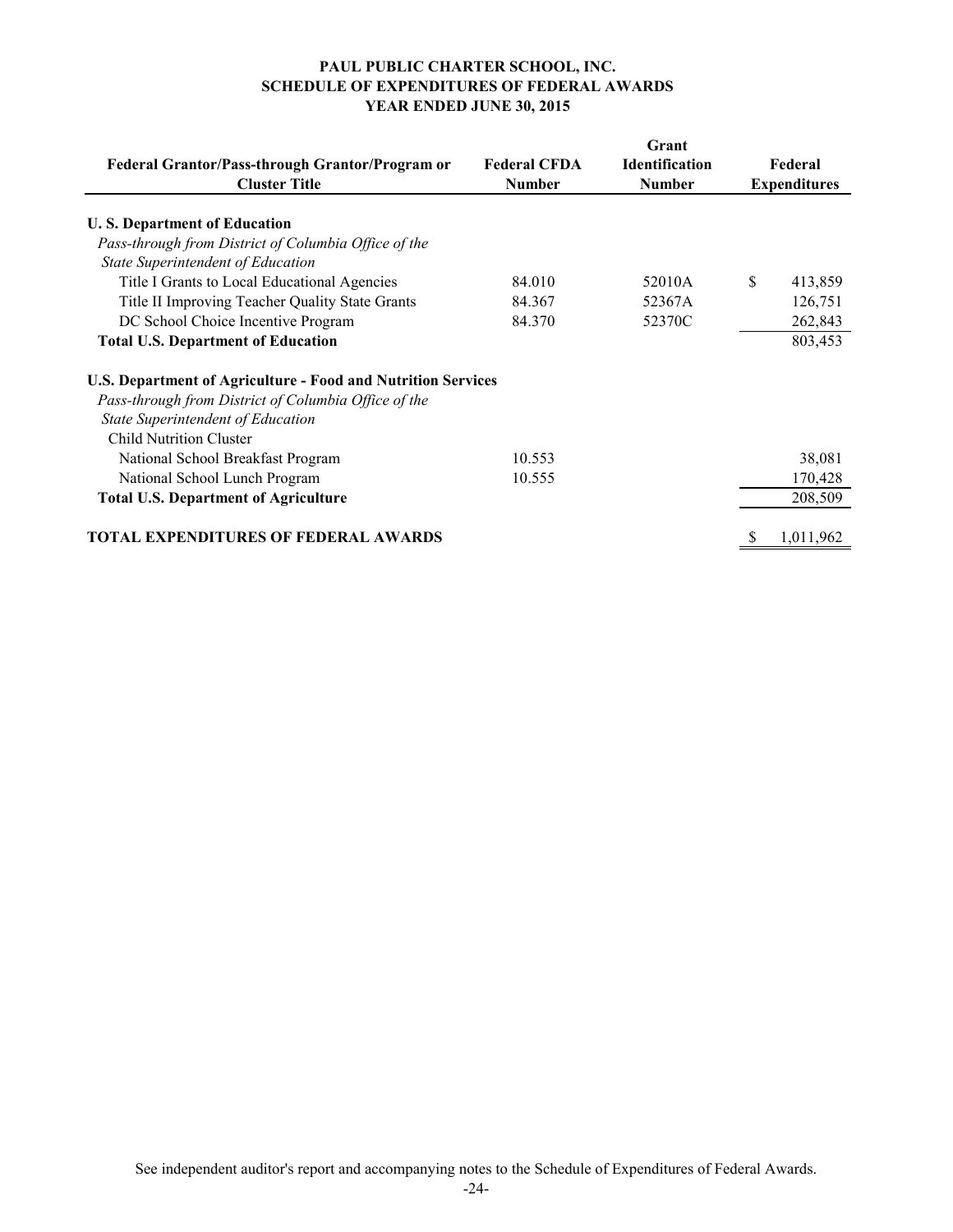# PAUL PUBLIC CHARTER SCHOOL, INC.
## SCHEDULE OF EXPENDITURES OF FEDERAL AWARDS
### YEAR ENDED JUNE 30, 2015

| Federal Grantor/Pass-through Grantor/Program or Cluster Title | Federal CFDA Number | Grant Identification Number | Federal Expenditures |
|---|---|---|---|
| **U. S. Department of Education** | | | |
| *Pass-through from District of Columbia Office of the State Superintendent of Education* | | | |
| Title I Grants to Local Educational Agencies | 84.010 | 52010A | $ 413,859 |
| Title II Improving Teacher Quality State Grants | 84.367 | 52367A | 126,751 |
| DC School Choice Incentive Program | 84.370 | 52370C | 262,843 |
| **Total U.S. Department of Education** | | | 803,453 |
| **U.S. Department of Agriculture - Food and Nutrition Services** | | | |
| *Pass-through from District of Columbia Office of the State Superintendent of Education* | | | |
| Child Nutrition Cluster | | | |
| National School Breakfast Program | 10.553 | | 38,081 |
| National School Lunch Program | 10.555 | | 170,428 |
| **Total U.S. Department of Agriculture** | | | 208,509 |
| **TOTAL EXPENDITURES OF FEDERAL AWARDS** | | | $ 1,011,962 |

See independent auditor's report and accompanying notes to the Schedule of Expenditures of Federal Awards.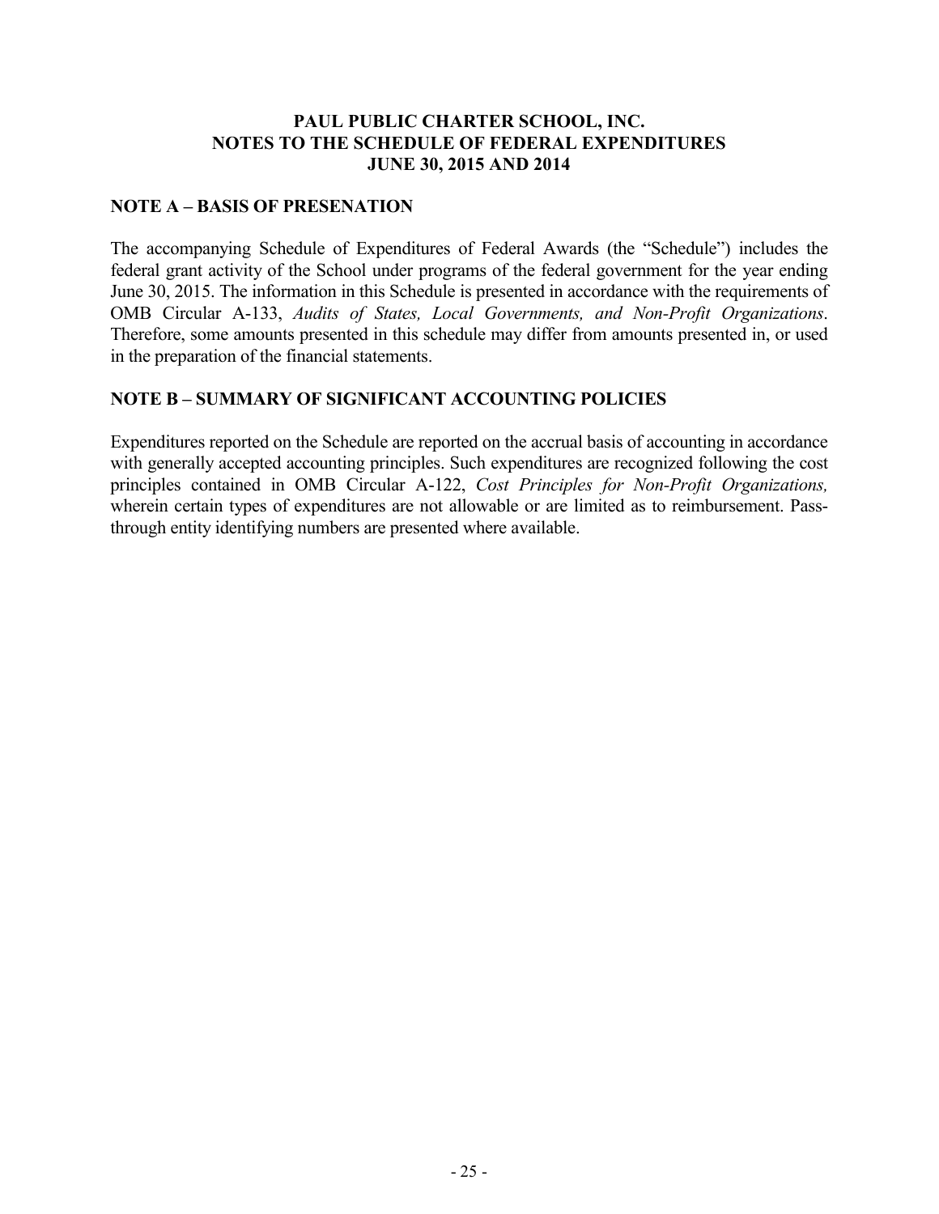# PAUL PUBLIC CHARTER SCHOOL, INC.
# NOTES TO THE SCHEDULE OF FEDERAL EXPENDITURES
# JUNE 30, 2015 AND 2014

## NOTE A – BASIS OF PRESENATION

The accompanying Schedule of Expenditures of Federal Awards (the "Schedule") includes the federal grant activity of the School under programs of the federal government for the year ending June 30, 2015. The information in this Schedule is presented in accordance with the requirements of OMB Circular A-133, *Audits of States, Local Governments, and Non-Profit Organizations*. Therefore, some amounts presented in this schedule may differ from amounts presented in, or used in the preparation of the financial statements.

## NOTE B – SUMMARY OF SIGNIFICANT ACCOUNTING POLICIES

Expenditures reported on the Schedule are reported on the accrual basis of accounting in accordance with generally accepted accounting principles. Such expenditures are recognized following the cost principles contained in OMB Circular A-122, *Cost Principles for Non-Profit Organizations,* wherein certain types of expenditures are not allowable or are limited as to reimbursement. Pass-through entity identifying numbers are presented where available.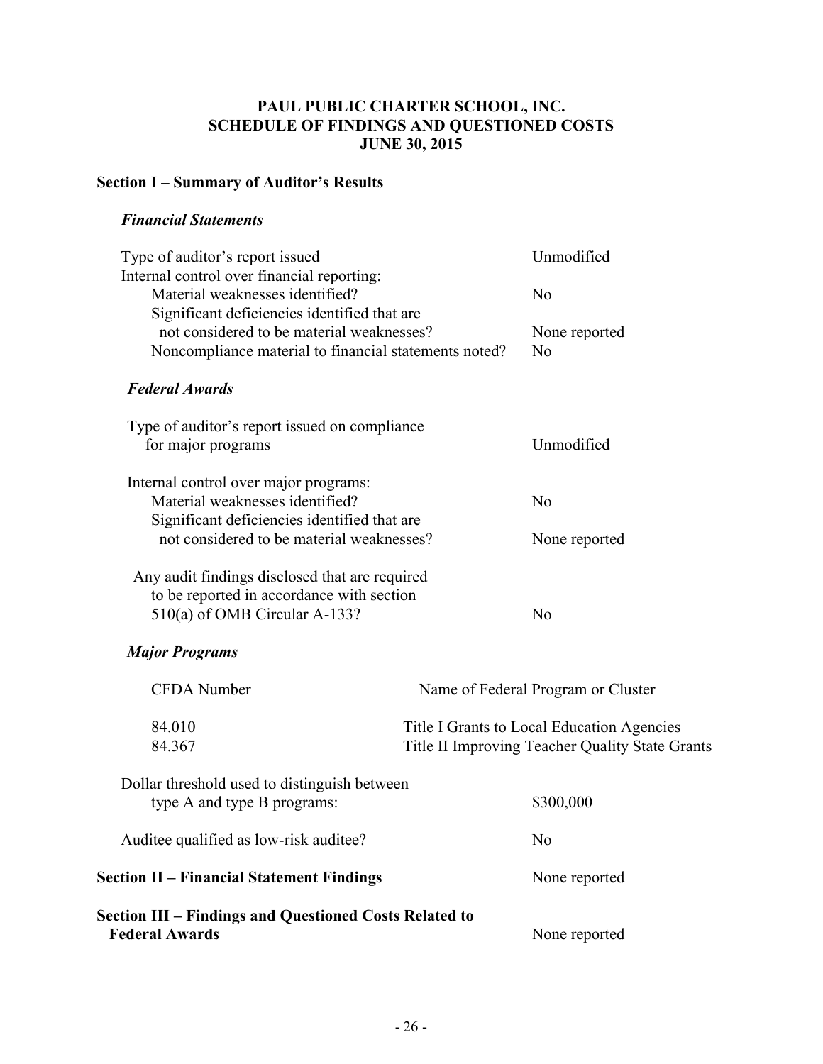# PAUL PUBLIC CHARTER SCHOOL, INC.
# SCHEDULE OF FINDINGS AND QUESTIONED COSTS
# JUNE 30, 2015

## Section I – Summary of Auditor's Results

### *Financial Statements*

| | |
|---|---|
| Type of auditor's report issued | Unmodified |
| Internal control over financial reporting: | |
| Material weaknesses identified? | No |
| Significant deficiencies identified that are not considered to be material weaknesses? | None reported |
| Noncompliance material to financial statements noted? | No |

### *Federal Awards*

| | |
|---|---|
| Type of auditor's report issued on compliance for major programs | Unmodified |
| Internal control over major programs: | |
| Material weaknesses identified? | No |
| Significant deficiencies identified that are not considered to be material weaknesses? | None reported |
| Any audit findings disclosed that are required to be reported in accordance with section 510(a) of OMB Circular A-133? | No |

### *Major Programs*

| CFDA Number | Name of Federal Program or Cluster |
|---|---|
| 84.010 | Title I Grants to Local Education Agencies |
| 84.367 | Title II Improving Teacher Quality State Grants |

| | |
|---|---|
| Dollar threshold used to distinguish between type A and type B programs: | \$300,000 |
| Auditee qualified as low-risk auditee? | No |

## Section II – Financial Statement Findings

None reported

## Section III – Findings and Questioned Costs Related to Federal Awards

None reported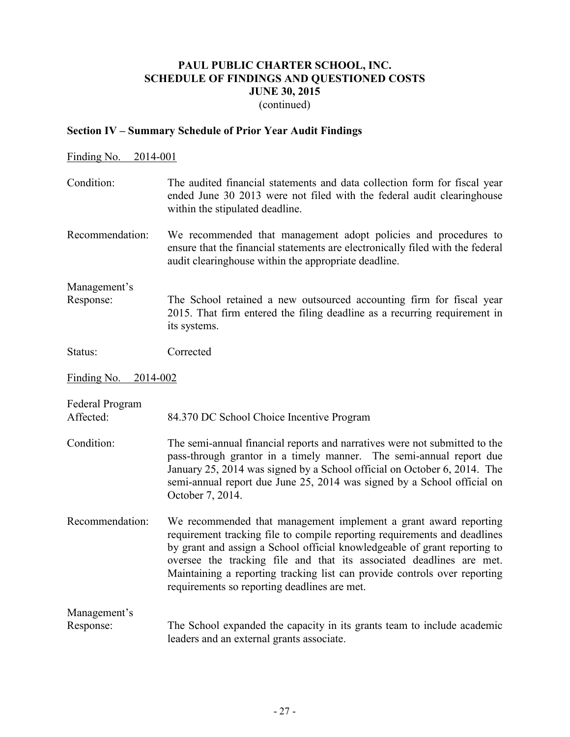# PAUL PUBLIC CHARTER SCHOOL, INC.
## SCHEDULE OF FINDINGS AND QUESTIONED COSTS
## JUNE 30, 2015
(continued)

### Section IV – Summary Schedule of Prior Year Audit Findings

Finding No. 2014-001

Condition: The audited financial statements and data collection form for fiscal year ended June 30 2013 were not filed with the federal audit clearinghouse within the stipulated deadline.

Recommendation: We recommended that management adopt policies and procedures to ensure that the financial statements are electronically filed with the federal audit clearinghouse within the appropriate deadline.

Management's Response: The School retained a new outsourced accounting firm for fiscal year 2015. That firm entered the filing deadline as a recurring requirement in its systems.

Status: Corrected

Finding No. 2014-002

Federal Program Affected: 84.370 DC School Choice Incentive Program

Condition: The semi-annual financial reports and narratives were not submitted to the pass-through grantor in a timely manner. The semi-annual report due January 25, 2014 was signed by a School official on October 6, 2014. The semi-annual report due June 25, 2014 was signed by a School official on October 7, 2014.

Recommendation: We recommended that management implement a grant award reporting requirement tracking file to compile reporting requirements and deadlines by grant and assign a School official knowledgeable of grant reporting to oversee the tracking file and that its associated deadlines are met. Maintaining a reporting tracking list can provide controls over reporting requirements so reporting deadlines are met.

Management's Response: The School expanded the capacity in its grants team to include academic leaders and an external grants associate.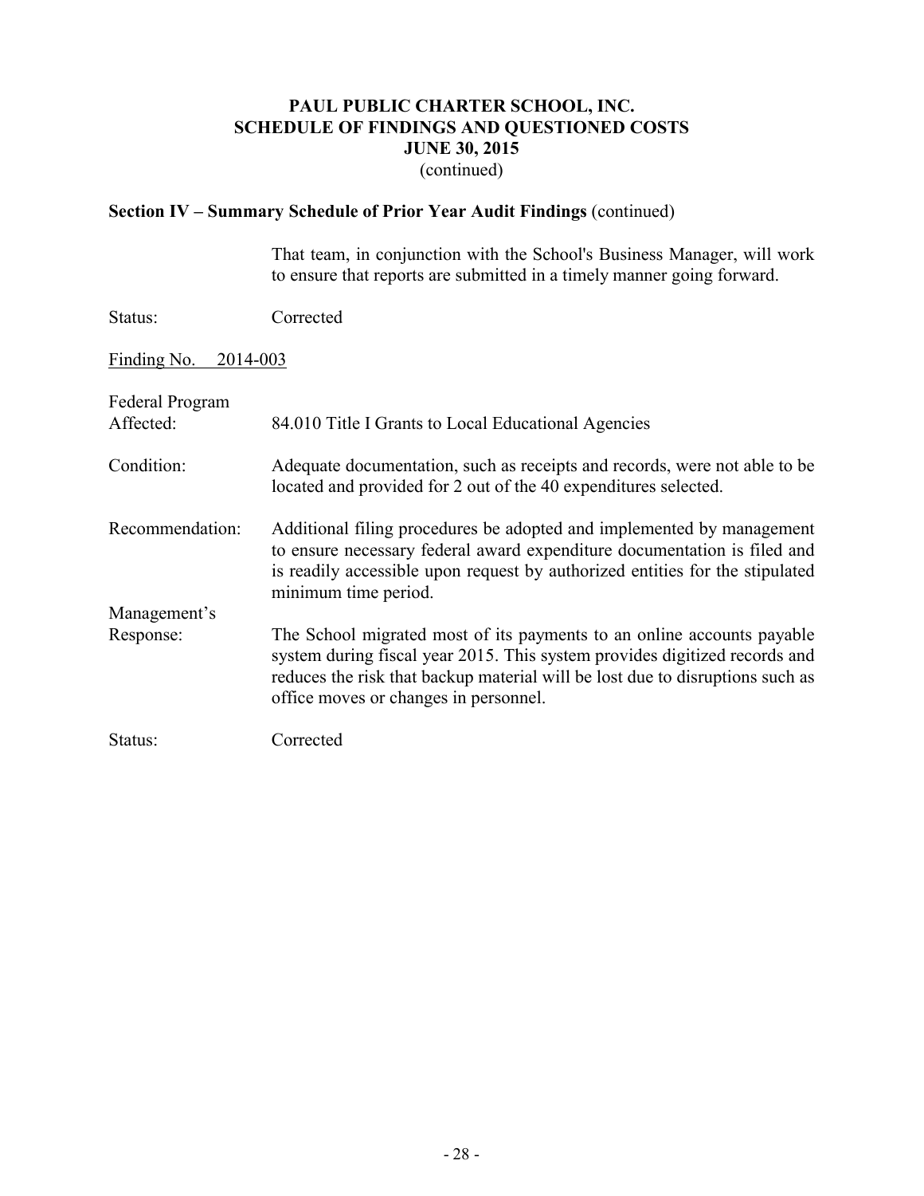# PAUL PUBLIC CHARTER SCHOOL, INC.
# SCHEDULE OF FINDINGS AND QUESTIONED COSTS
# JUNE 30, 2015
(continued)

## Section IV – Summary Schedule of Prior Year Audit Findings (continued)

That team, in conjunction with the School's Business Manager, will work to ensure that reports are submitted in a timely manner going forward.

Status: Corrected

Finding No. 2014-003

Federal Program Affected: 84.010 Title I Grants to Local Educational Agencies

Condition: Adequate documentation, such as receipts and records, were not able to be located and provided for 2 out of the 40 expenditures selected.

Recommendation: Additional filing procedures be adopted and implemented by management to ensure necessary federal award expenditure documentation is filed and is readily accessible upon request by authorized entities for the stipulated minimum time period.

Management's Response: The School migrated most of its payments to an online accounts payable system during fiscal year 2015. This system provides digitized records and reduces the risk that backup material will be lost due to disruptions such as office moves or changes in personnel.

Status: Corrected